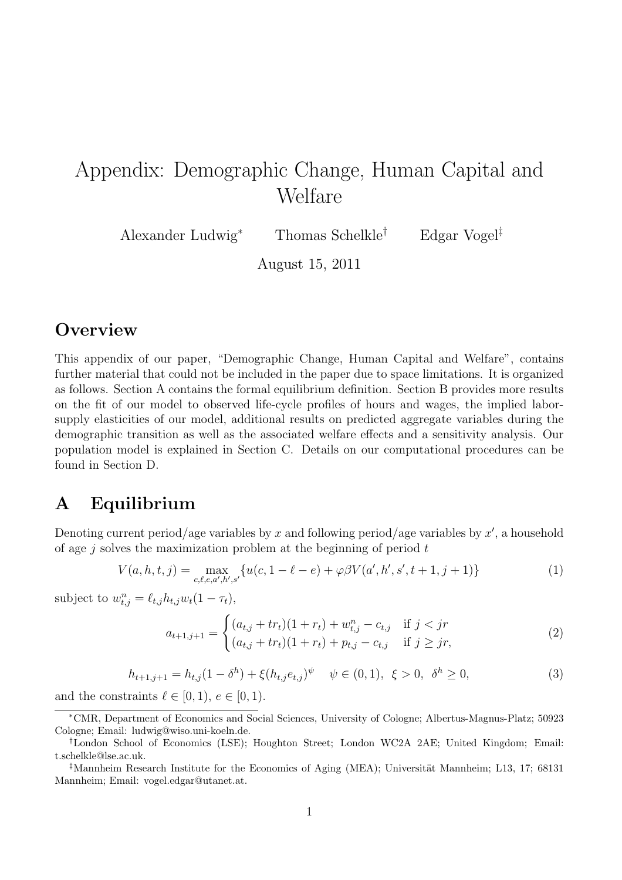# Appendix: Demographic Change, Human Capital and Welfare

Alexander Ludwig[*] Thomas Schelkle[†] Edgar Vogel[‡]

August 15, 2011

## Overview

This appendix of our paper, "Demographic Change, Human Capital and Welfare", contains further material that could not be included in the paper due to space limitations. It is organized as follows. Section A contains the formal equilibrium definition. Section B provides more results on the fit of our model to observed life-cycle profiles of hours and wages, the implied labor-supply elasticities of our model, additional results on predicted aggregate variables during the demographic transition as well as the associated welfare effects and a sensitivity analysis. Our population model is explained in Section C. Details on our computational procedures can be found in Section D.

## A Equilibrium

Denoting current period/age variables by $x$ and following period/age variables by $x'$, a household of age $j$ solves the maximization problem at the beginning of period $t$

$$V(a, h, t, j) = \max_{c,\ell,e,a',h',s'} \{u(c, 1 - \ell - e) + \varphi\beta V(a', h', s', t + 1, j + 1)\} \tag{1}$$

subject to $w^n_{t,j} = \ell_{t,j} h_{t,j} w_t(1 - \tau_t)$,

$$a_{t+1,j+1} = \begin{cases} (a_{t,j} + tr_t)(1 + r_t) + w^n_{t,j} - c_{t,j} & \text{if } j < jr \\ (a_{t,j} + tr_t)(1 + r_t) + p_{t,j} - c_{t,j} & \text{if } j \geq jr, \end{cases} \tag{2}$$

$$h_{t+1,j+1} = h_{t,j}(1 - \delta^h) + \xi(h_{t,j}e_{t,j})^\psi \quad \psi \in (0, 1),\ \xi > 0,\ \delta^h \geq 0, \tag{3}$$

and the constraints $\ell \in [0, 1)$, $e \in [0, 1)$.

---

[*] CMR, Department of Economics and Social Sciences, University of Cologne; Albertus-Magnus-Platz; 50923 Cologne; Email: ludwig@wiso.uni-koeln.de.

[†] London School of Economics (LSE); Houghton Street; London WC2A 2AE; United Kingdom; Email: t.schelkle@lse.ac.uk.

[‡] Mannheim Research Institute for the Economics of Aging (MEA); Universität Mannheim; L13, 17; 68131 Mannheim; Email: vogel.edgar@utanet.at.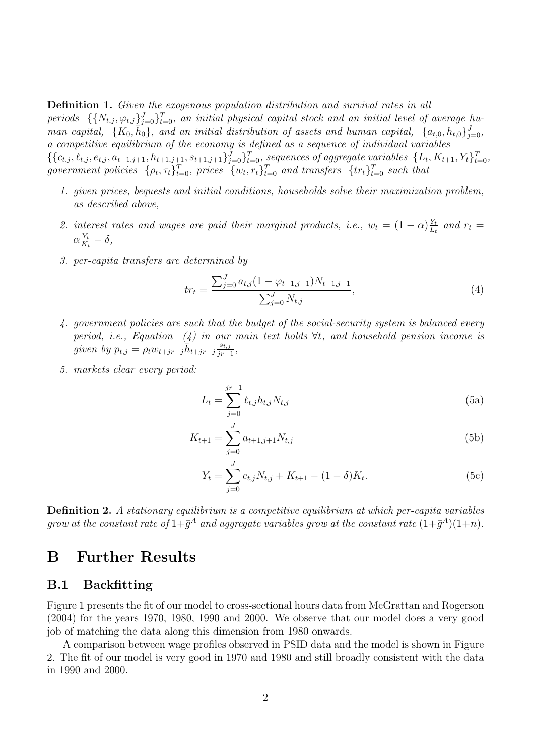**Definition 1.** *Given the exogenous population distribution and survival rates in all periods* $\{\{N_{t,j}, \varphi_{t,j}\}_{j=0}^{J}\}_{t=0}^{T}$*, an initial physical capital stock and an initial level of average human capital,* $\{K_0, \bar{h}_0\}$*, and an initial distribution of assets and human capital,* $\{a_{t,0}, h_{t,0}\}_{j=0}^{J}$*, a competitive equilibrium of the economy is defined as a sequence of individual variables* $\{\{c_{t,j}, \ell_{t,j}, e_{t,j}, a_{t+1,j+1}, h_{t+1,j+1}, s_{t+1,j+1}\}_{j=0}^{J}\}_{t=0}^{T}$*, sequences of aggregate variables* $\{L_t, K_{t+1}, Y_t\}_{t=0}^{T}$*, government policies* $\{\rho_t, \tau_t\}_{t=0}^{T}$*, prices* $\{w_t, r_t\}_{t=0}^{T}$ *and transfers* $\{tr_t\}_{t=0}^{T}$ *such that*

1. *given prices, bequests and initial conditions, households solve their maximization problem, as described above,*
2. *interest rates and wages are paid their marginal products, i.e.,* $w_t = (1-\alpha)\frac{Y_t}{L_t}$ *and* $r_t = \alpha\frac{Y_t}{K_t} - \delta$*,*
3. *per-capita transfers are determined by*

$$tr_t = \frac{\sum_{j=0}^{J} a_{t,j}(1-\varphi_{t-1,j-1})N_{t-1,j-1}}{\sum_{j=0}^{J} N_{t,j}}, \tag{4}$$

4. *government policies are such that the budget of the social-security system is balanced every period, i.e., Equation (4) in our main text holds* $\forall t$*, and household pension income is given by* $p_{t,j} = \rho_t w_{t+jr-j}\bar{h}_{t+jr-j}\frac{s_{t,j}}{jr-1}$*,*
5. *markets clear every period:*

$$L_t = \sum_{j=0}^{jr-1} \ell_{t,j} h_{t,j} N_{t,j} \tag{5a}$$

$$K_{t+1} = \sum_{j=0}^{J} a_{t+1,j+1} N_{t,j} \tag{5b}$$

$$Y_t = \sum_{j=0}^{J} c_{t,j} N_{t,j} + K_{t+1} - (1-\delta)K_t. \tag{5c}$$

**Definition 2.** *A stationary equilibrium is a competitive equilibrium at which per-capita variables grow at the constant rate of* $1+\bar{g}^A$ *and aggregate variables grow at the constant rate* $(1+\bar{g}^A)(1+n)$*.*

# B Further Results

## B.1 Backfitting

Figure 1 presents the fit of our model to cross-sectional hours data from McGrattan and Rogerson (2004) for the years 1970, 1980, 1990 and 2000. We observe that our model does a very good job of matching the data along this dimension from 1980 onwards.

A comparison between wage profiles observed in PSID data and the model is shown in Figure 2. The fit of our model is very good in 1970 and 1980 and still broadly consistent with the data in 1990 and 2000.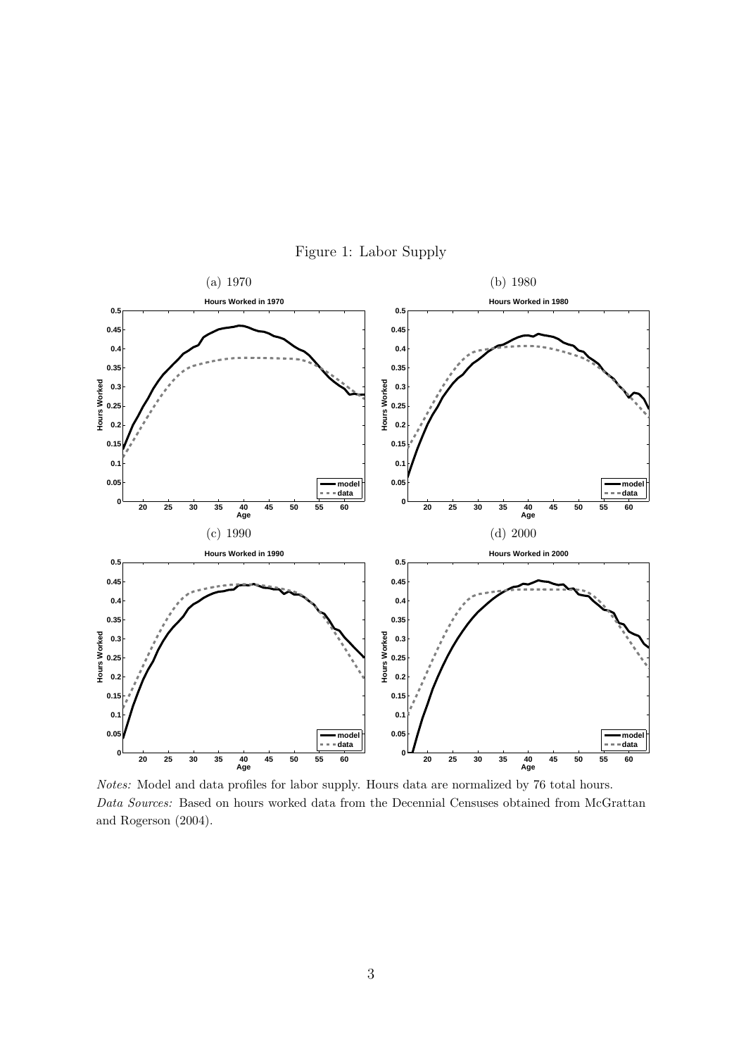Figure 1: Labor Supply

(a) 1970

(b) 1980

(c) 1990

(d) 2000

*Notes:* Model and data profiles for labor supply. Hours data are normalized by 76 total hours.
*Data Sources:* Based on hours worked data from the Decennial Censuses obtained from McGrattan and Rogerson (2004).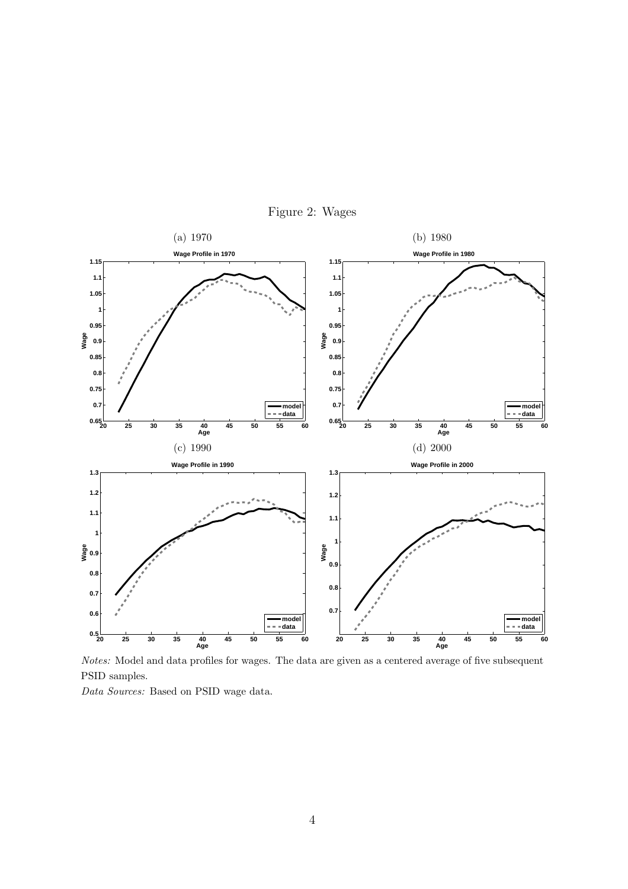Figure 2: Wages

(a) 1970

(b) 1980

(c) 1990

(d) 2000

*Notes:* Model and data profiles for wages. The data are given as a centered average of five subsequent PSID samples.

*Data Sources:* Based on PSID wage data.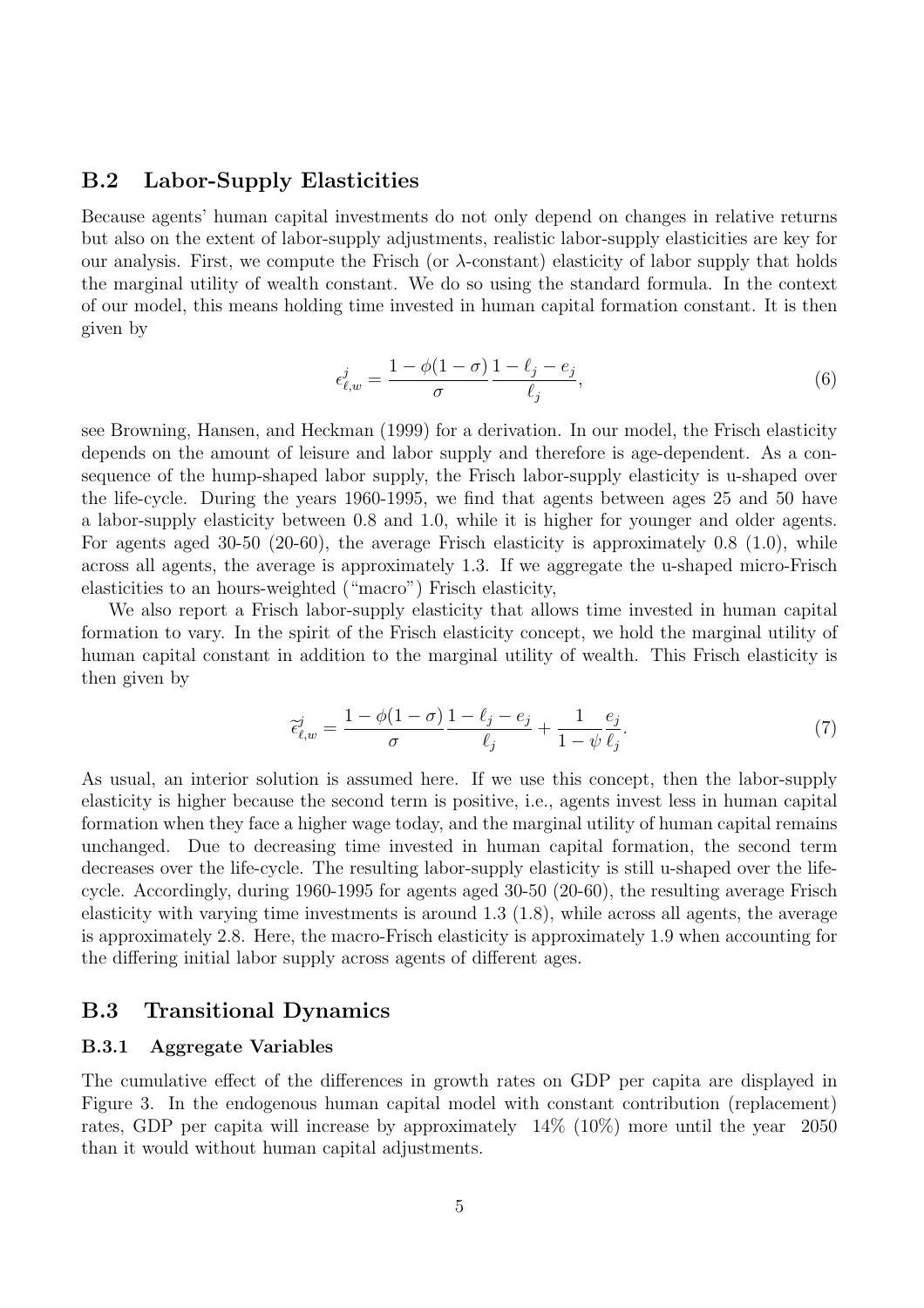## B.2 Labor-Supply Elasticities

Because agents' human capital investments do not only depend on changes in relative returns but also on the extent of labor-supply adjustments, realistic labor-supply elasticities are key for our analysis. First, we compute the Frisch (or $\lambda$-constant) elasticity of labor supply that holds the marginal utility of wealth constant. We do so using the standard formula. In the context of our model, this means holding time invested in human capital formation constant. It is then given by

$$\epsilon^j_{\ell,w} = \frac{1-\phi(1-\sigma)}{\sigma}\frac{1-\ell_j-e_j}{\ell_j}, \tag{6}$$

see Browning, Hansen, and Heckman (1999) for a derivation. In our model, the Frisch elasticity depends on the amount of leisure and labor supply and therefore is age-dependent. As a consequence of the hump-shaped labor supply, the Frisch labor-supply elasticity is u-shaped over the life-cycle. During the years 1960-1995, we find that agents between ages 25 and 50 have a labor-supply elasticity between 0.8 and 1.0, while it is higher for younger and older agents. For agents aged 30-50 (20-60), the average Frisch elasticity is approximately 0.8 (1.0), while across all agents, the average is approximately 1.3. If we aggregate the u-shaped micro-Frisch elasticities to an hours-weighted ("macro") Frisch elasticity,

We also report a Frisch labor-supply elasticity that allows time invested in human capital formation to vary. In the spirit of the Frisch elasticity concept, we hold the marginal utility of human capital constant in addition to the marginal utility of wealth. This Frisch elasticity is then given by

$$\widetilde{\epsilon}^j_{\ell,w} = \frac{1-\phi(1-\sigma)}{\sigma}\frac{1-\ell_j-e_j}{\ell_j} + \frac{1}{1-\psi}\frac{e_j}{\ell_j}. \tag{7}$$

As usual, an interior solution is assumed here. If we use this concept, then the labor-supply elasticity is higher because the second term is positive, i.e., agents invest less in human capital formation when they face a higher wage today, and the marginal utility of human capital remains unchanged. Due to decreasing time invested in human capital formation, the second term decreases over the life-cycle. The resulting labor-supply elasticity is still u-shaped over the life-cycle. Accordingly, during 1960-1995 for agents aged 30-50 (20-60), the resulting average Frisch elasticity with varying time investments is around 1.3 (1.8), while across all agents, the average is approximately 2.8. Here, the macro-Frisch elasticity is approximately 1.9 when accounting for the differing initial labor supply across agents of different ages.

## B.3 Transitional Dynamics

### B.3.1 Aggregate Variables

The cumulative effect of the differences in growth rates on GDP per capita are displayed in Figure 3. In the endogenous human capital model with constant contribution (replacement) rates, GDP per capita will increase by approximately 14% (10%) more until the year 2050 than it would without human capital adjustments.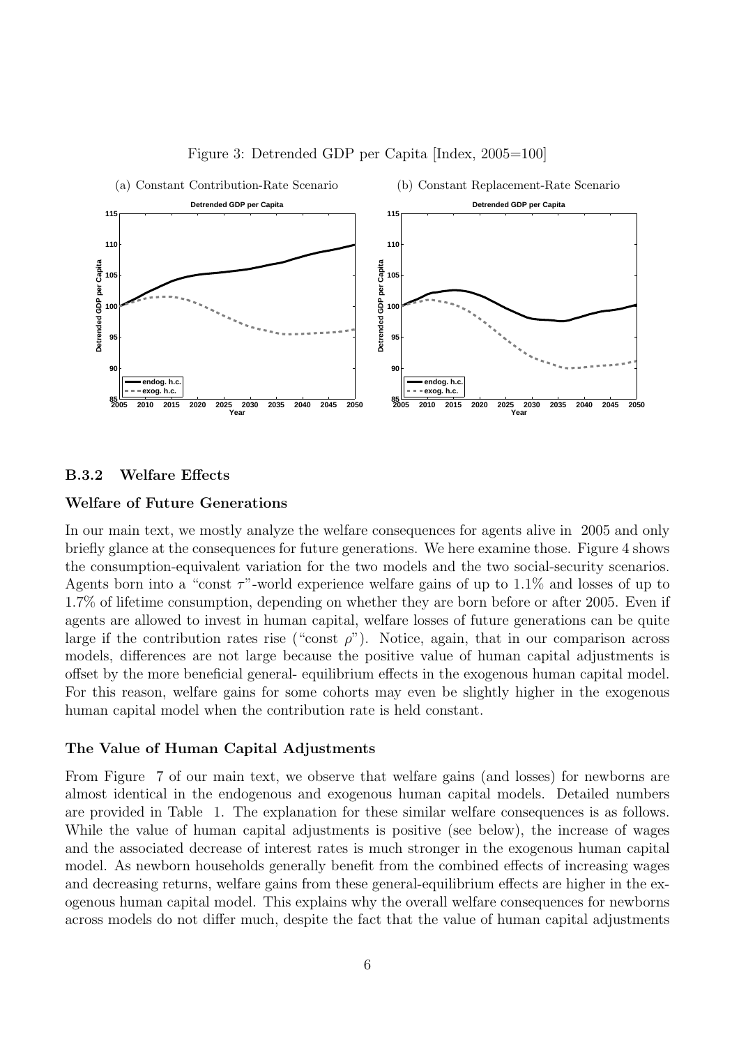Figure 3: Detrended GDP per Capita [Index, 2005=100]

(a) Constant Contribution-Rate Scenario

(b) Constant Replacement-Rate Scenario

### B.3.2 Welfare Effects

#### Welfare of Future Generations

In our main text, we mostly analyze the welfare consequences for agents alive in 2005 and only briefly glance at the consequences for future generations. We here examine those. Figure 4 shows the consumption-equivalent variation for the two models and the two social-security scenarios. Agents born into a "const $\tau$"-world experience welfare gains of up to 1.1% and losses of up to 1.7% of lifetime consumption, depending on whether they are born before or after 2005. Even if agents are allowed to invest in human capital, welfare losses of future generations can be quite large if the contribution rates rise ("const $\rho$"). Notice, again, that in our comparison across models, differences are not large because the positive value of human capital adjustments is offset by the more beneficial general- equilibrium effects in the exogenous human capital model. For this reason, welfare gains for some cohorts may even be slightly higher in the exogenous human capital model when the contribution rate is held constant.

#### The Value of Human Capital Adjustments

From Figure 7 of our main text, we observe that welfare gains (and losses) for newborns are almost identical in the endogenous and exogenous human capital models. Detailed numbers are provided in Table 1. The explanation for these similar welfare consequences is as follows. While the value of human capital adjustments is positive (see below), the increase of wages and the associated decrease of interest rates is much stronger in the exogenous human capital model. As newborn households generally benefit from the combined effects of increasing wages and decreasing returns, welfare gains from these general-equilibrium effects are higher in the exogenous human capital model. This explains why the overall welfare consequences for newborns across models do not differ much, despite the fact that the value of human capital adjustments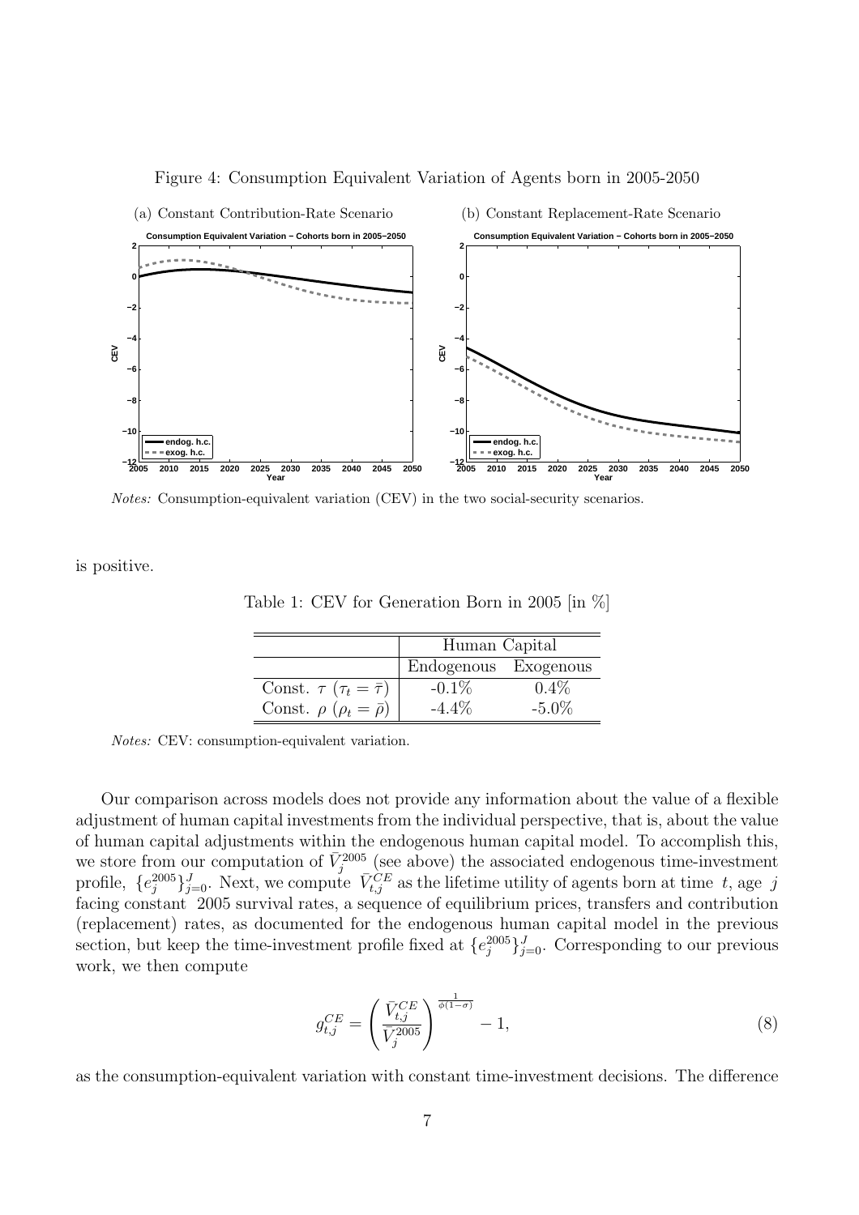Figure 4: Consumption Equivalent Variation of Agents born in 2005-2050

(a) Constant Contribution-Rate Scenario

(b) Constant Replacement-Rate Scenario

*Notes:* Consumption-equivalent variation (CEV) in the two social-security scenarios.

is positive.

Table 1: CEV for Generation Born in 2005 [in %]

| | Human Capital | |
|---|---|---|
| | Endogenous | Exogenous |
| Const. $\tau$ ($\tau_t = \bar{\tau}$) | -0.1% | 0.4% |
| Const. $\rho$ ($\rho_t = \bar{\rho}$) | -4.4% | -5.0% |

*Notes:* CEV: consumption-equivalent variation.

Our comparison across models does not provide any information about the value of a flexible adjustment of human capital investments from the individual perspective, that is, about the value of human capital adjustments within the endogenous human capital model. To accomplish this, we store from our computation of $\bar{V}_j^{2005}$ (see above) the associated endogenous time-investment profile, $\{e_j^{2005}\}_{j=0}^{J}$. Next, we compute $\bar{V}_{t,j}^{CE}$ as the lifetime utility of agents born at time $t$, age $j$ facing constant 2005 survival rates, a sequence of equilibrium prices, transfers and contribution (replacement) rates, as documented for the endogenous human capital model in the previous section, but keep the time-investment profile fixed at $\{e_j^{2005}\}_{j=0}^{J}$. Corresponding to our previous work, we then compute

$$g_{t,j}^{CE} = \left( \frac{\bar{V}_{t,j}^{CE}}{\bar{V}_j^{2005}} \right)^{\frac{1}{\phi(1-\sigma)}} - 1, \tag{8}$$

as the consumption-equivalent variation with constant time-investment decisions. The difference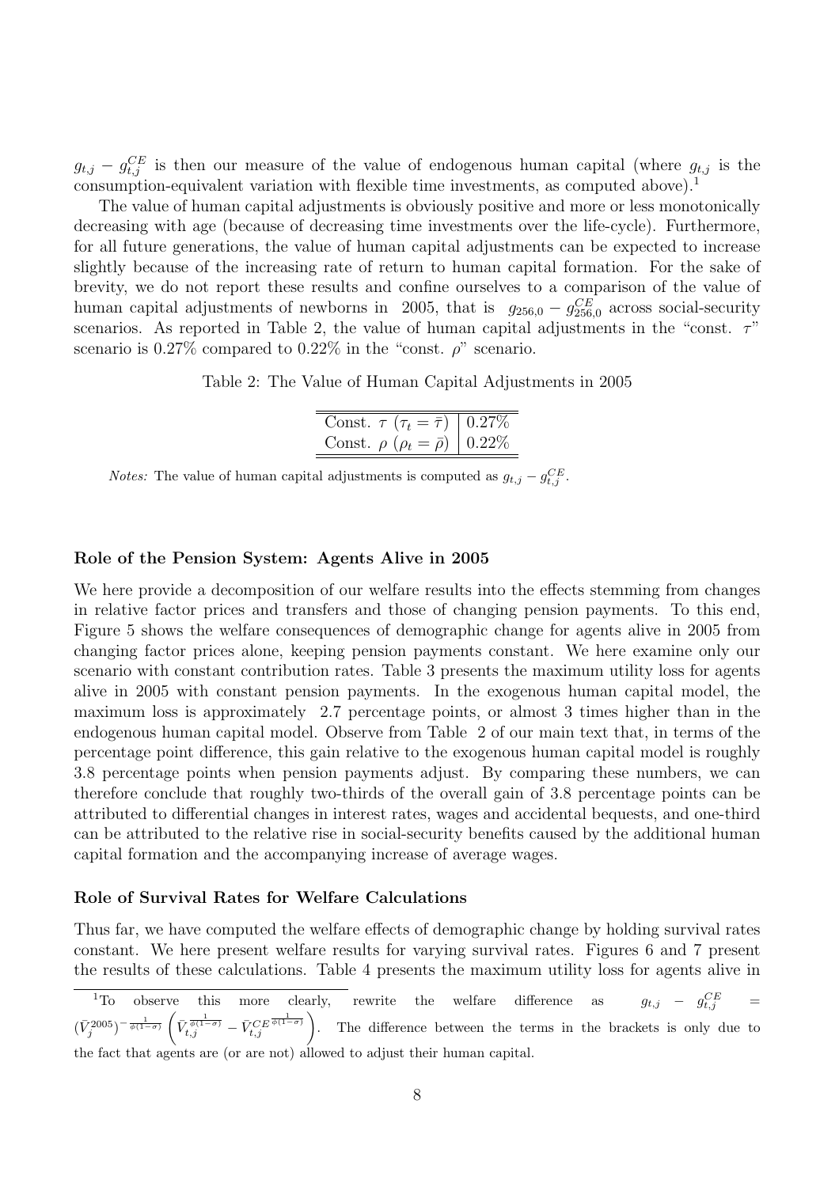$g_{t,j} - g_{t,j}^{CE}$ is then our measure of the value of endogenous human capital (where $g_{t,j}$ is the consumption-equivalent variation with flexible time investments, as computed above).[1]

The value of human capital adjustments is obviously positive and more or less monotonically decreasing with age (because of decreasing time investments over the life-cycle). Furthermore, for all future generations, the value of human capital adjustments can be expected to increase slightly because of the increasing rate of return to human capital formation. For the sake of brevity, we do not report these results and confine ourselves to a comparison of the value of human capital adjustments of newborns in 2005, that is $g_{256,0} - g_{256,0}^{CE}$ across social-security scenarios. As reported in Table 2, the value of human capital adjustments in the "const. $\tau$" scenario is 0.27% compared to 0.22% in the "const. $\rho$" scenario.

Table 2: The Value of Human Capital Adjustments in 2005

| | |
|---|---|
| Const. $\tau$ ($\tau_t = \bar{\tau}$) | 0.27% |
| Const. $\rho$ ($\rho_t = \bar{\rho}$) | 0.22% |

*Notes:* The value of human capital adjustments is computed as $g_{t,j} - g_{t,j}^{CE}$.

### Role of the Pension System: Agents Alive in 2005

We here provide a decomposition of our welfare results into the effects stemming from changes in relative factor prices and transfers and those of changing pension payments. To this end, Figure 5 shows the welfare consequences of demographic change for agents alive in 2005 from changing factor prices alone, keeping pension payments constant. We here examine only our scenario with constant contribution rates. Table 3 presents the maximum utility loss for agents alive in 2005 with constant pension payments. In the exogenous human capital model, the maximum loss is approximately 2.7 percentage points, or almost 3 times higher than in the endogenous human capital model. Observe from Table 2 of our main text that, in terms of the percentage point difference, this gain relative to the exogenous human capital model is roughly 3.8 percentage points when pension payments adjust. By comparing these numbers, we can therefore conclude that roughly two-thirds of the overall gain of 3.8 percentage points can be attributed to differential changes in interest rates, wages and accidental bequests, and one-third can be attributed to the relative rise in social-security benefits caused by the additional human capital formation and the accompanying increase of average wages.

### Role of Survival Rates for Welfare Calculations

Thus far, we have computed the welfare effects of demographic change by holding survival rates constant. We here present welfare results for varying survival rates. Figures 6 and 7 present the results of these calculations. Table 4 presents the maximum utility loss for agents alive in

[1] To observe this more clearly, rewrite the welfare difference as $g_{t,j} - g_{t,j}^{CE} = (\bar{V}_j^{2005})^{-\frac{1}{\phi(1-\sigma)}} \left( \bar{V}_{t,j}^{\frac{1}{\phi(1-\sigma)}} - \bar{V}_{t,j}^{CE\,\frac{1}{\phi(1-\sigma)}} \right)$. The difference between the terms in the brackets is only due to the fact that agents are (or are not) allowed to adjust their human capital.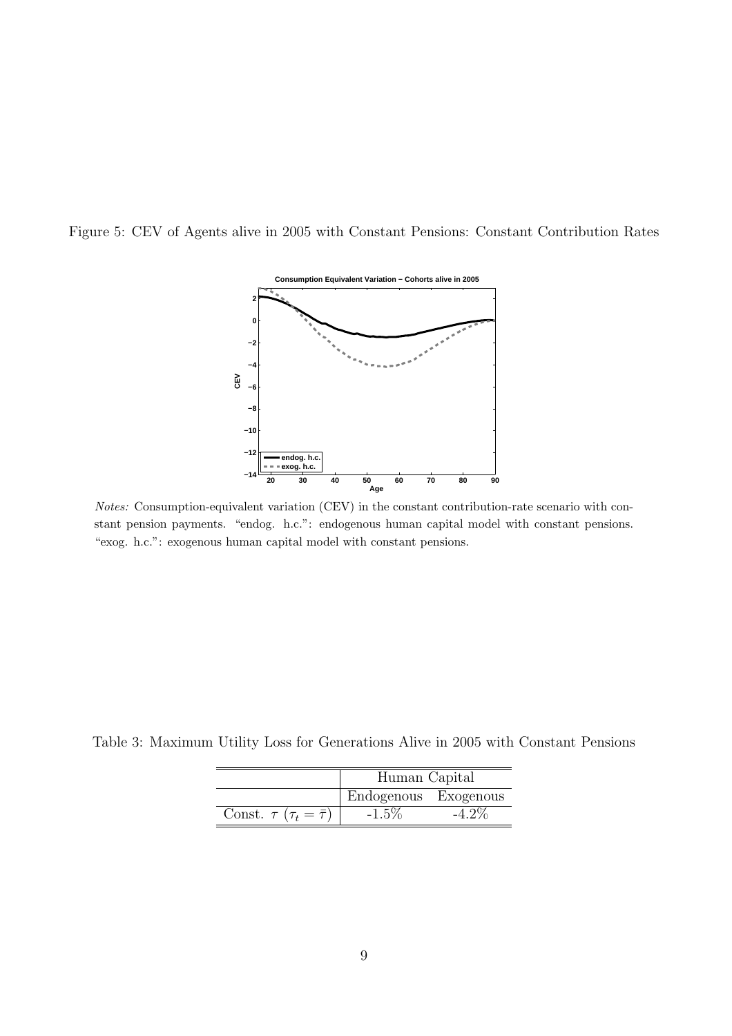Figure 5: CEV of Agents alive in 2005 with Constant Pensions: Constant Contribution Rates

*Notes:* Consumption-equivalent variation (CEV) in the constant contribution-rate scenario with constant pension payments. "endog. h.c.": endogenous human capital model with constant pensions. "exog. h.c.": exogenous human capital model with constant pensions.

Table 3: Maximum Utility Loss for Generations Alive in 2005 with Constant Pensions

| | Human Capital | |
|---|---|---|
| | Endogenous | Exogenous |
| Const. $\tau$ ($\tau_t = \bar{\tau}$) | -1.5% | -4.2% |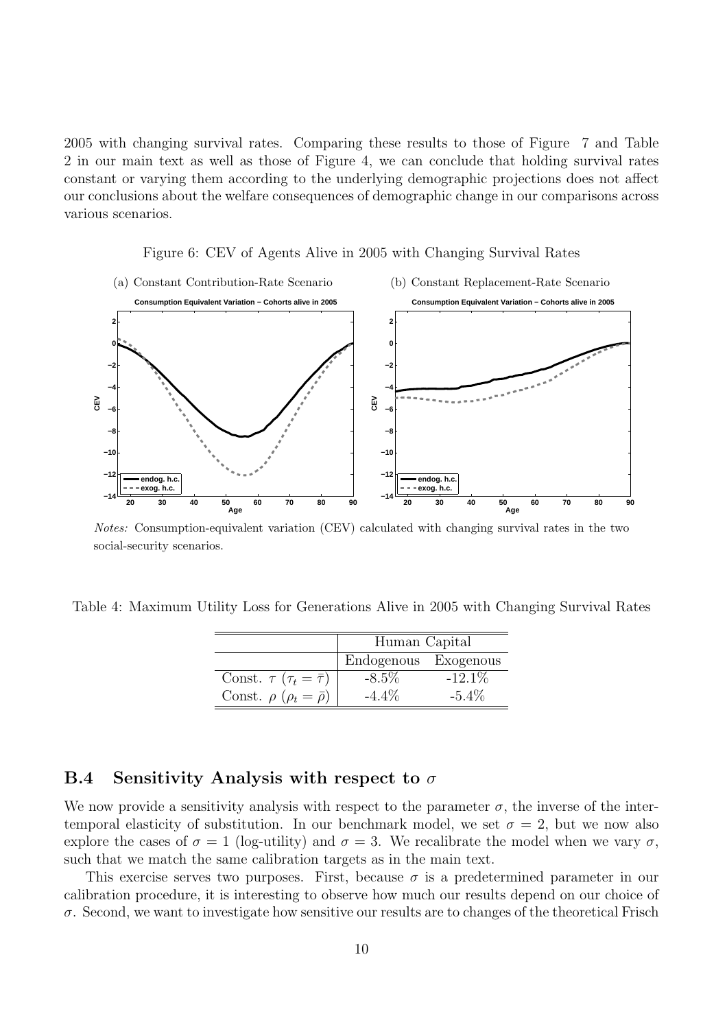2005 with changing survival rates. Comparing these results to those of Figure 7 and Table 2 in our main text as well as those of Figure 4, we can conclude that holding survival rates constant or varying them according to the underlying demographic projections does not affect our conclusions about the welfare consequences of demographic change in our comparisons across various scenarios.

Figure 6: CEV of Agents Alive in 2005 with Changing Survival Rates

(a) Constant Contribution-Rate Scenario

(b) Constant Replacement-Rate Scenario

*Notes:* Consumption-equivalent variation (CEV) calculated with changing survival rates in the two social-security scenarios.

Table 4: Maximum Utility Loss for Generations Alive in 2005 with Changing Survival Rates

| | Human Capital | |
|---|---|---|
| | Endogenous | Exogenous |
| Const. $\tau$ ($\tau_t = \bar{\tau}$) | -8.5% | -12.1% |
| Const. $\rho$ ($\rho_t = \bar{\rho}$) | -4.4% | -5.4% |

## B.4 Sensitivity Analysis with respect to $\sigma$

We now provide a sensitivity analysis with respect to the parameter $\sigma$, the inverse of the intertemporal elasticity of substitution. In our benchmark model, we set $\sigma = 2$, but we now also explore the cases of $\sigma = 1$ (log-utility) and $\sigma = 3$. We recalibrate the model when we vary $\sigma$, such that we match the same calibration targets as in the main text.

This exercise serves two purposes. First, because $\sigma$ is a predetermined parameter in our calibration procedure, it is interesting to observe how much our results depend on our choice of $\sigma$. Second, we want to investigate how sensitive our results are to changes of the theoretical Frisch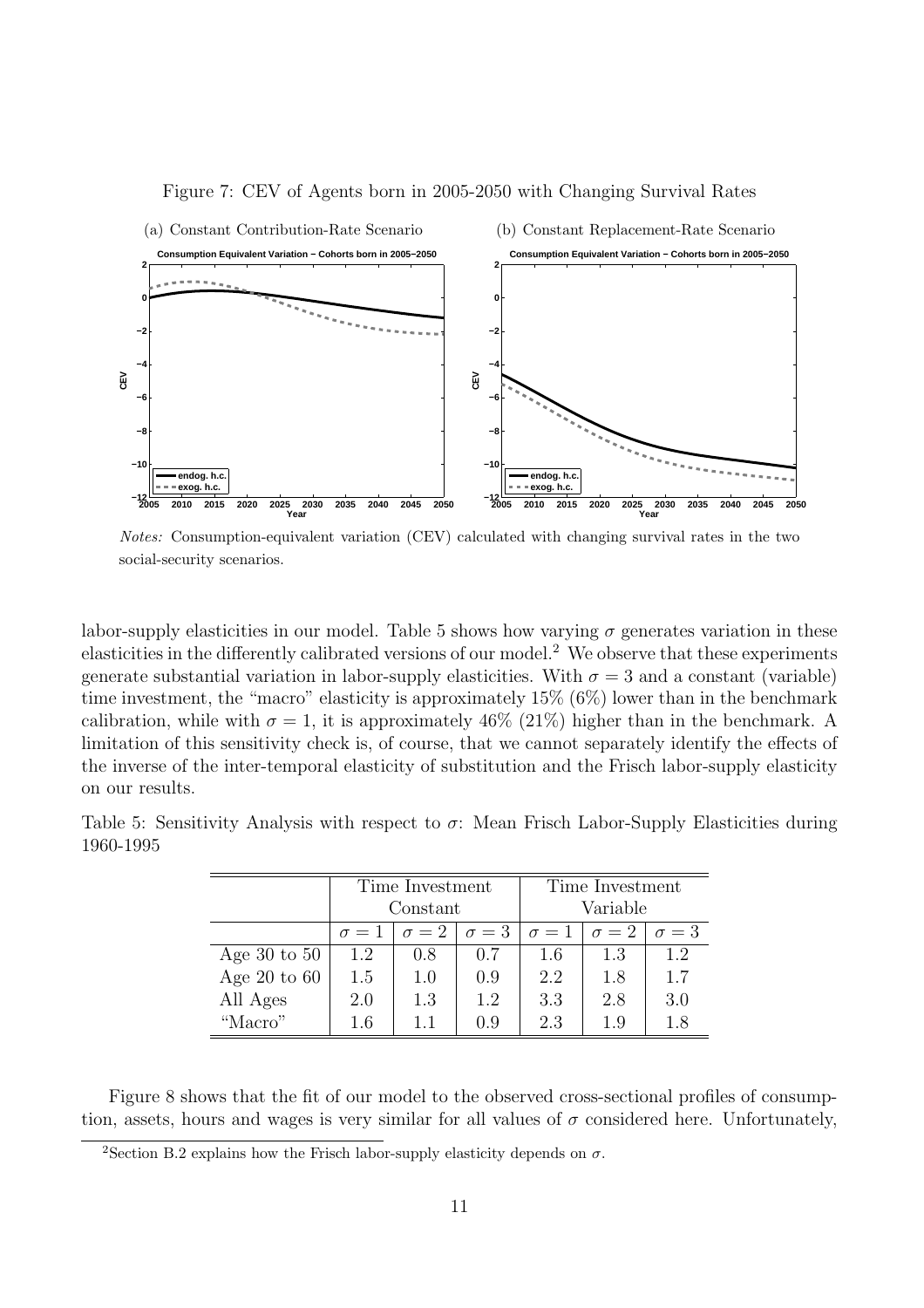Figure 7: CEV of Agents born in 2005-2050 with Changing Survival Rates

(a) Constant Contribution-Rate Scenario

(b) Constant Replacement-Rate Scenario

*Notes:* Consumption-equivalent variation (CEV) calculated with changing survival rates in the two social-security scenarios.

labor-supply elasticities in our model. Table 5 shows how varying $\sigma$ generates variation in these elasticities in the differently calibrated versions of our model.[2] We observe that these experiments generate substantial variation in labor-supply elasticities. With $\sigma = 3$ and a constant (variable) time investment, the "macro" elasticity is approximately 15% (6%) lower than in the benchmark calibration, while with $\sigma = 1$, it is approximately 46% (21%) higher than in the benchmark. A limitation of this sensitivity check is, of course, that we cannot separately identify the effects of the inverse of the inter-temporal elasticity of substitution and the Frisch labor-supply elasticity on our results.

Table 5: Sensitivity Analysis with respect to $\sigma$: Mean Frisch Labor-Supply Elasticities during 1960-1995

| | Time Investment Constant | | | Time Investment Variable | | |
|---|---|---|---|---|---|---|
| | $\sigma = 1$ | $\sigma = 2$ | $\sigma = 3$ | $\sigma = 1$ | $\sigma = 2$ | $\sigma = 3$ |
| Age 30 to 50 | 1.2 | 0.8 | 0.7 | 1.6 | 1.3 | 1.2 |
| Age 20 to 60 | 1.5 | 1.0 | 0.9 | 2.2 | 1.8 | 1.7 |
| All Ages | 2.0 | 1.3 | 1.2 | 3.3 | 2.8 | 3.0 |
| "Macro" | 1.6 | 1.1 | 0.9 | 2.3 | 1.9 | 1.8 |

Figure 8 shows that the fit of our model to the observed cross-sectional profiles of consumption, assets, hours and wages is very similar for all values of $\sigma$ considered here. Unfortunately,

[2] Section B.2 explains how the Frisch labor-supply elasticity depends on $\sigma$.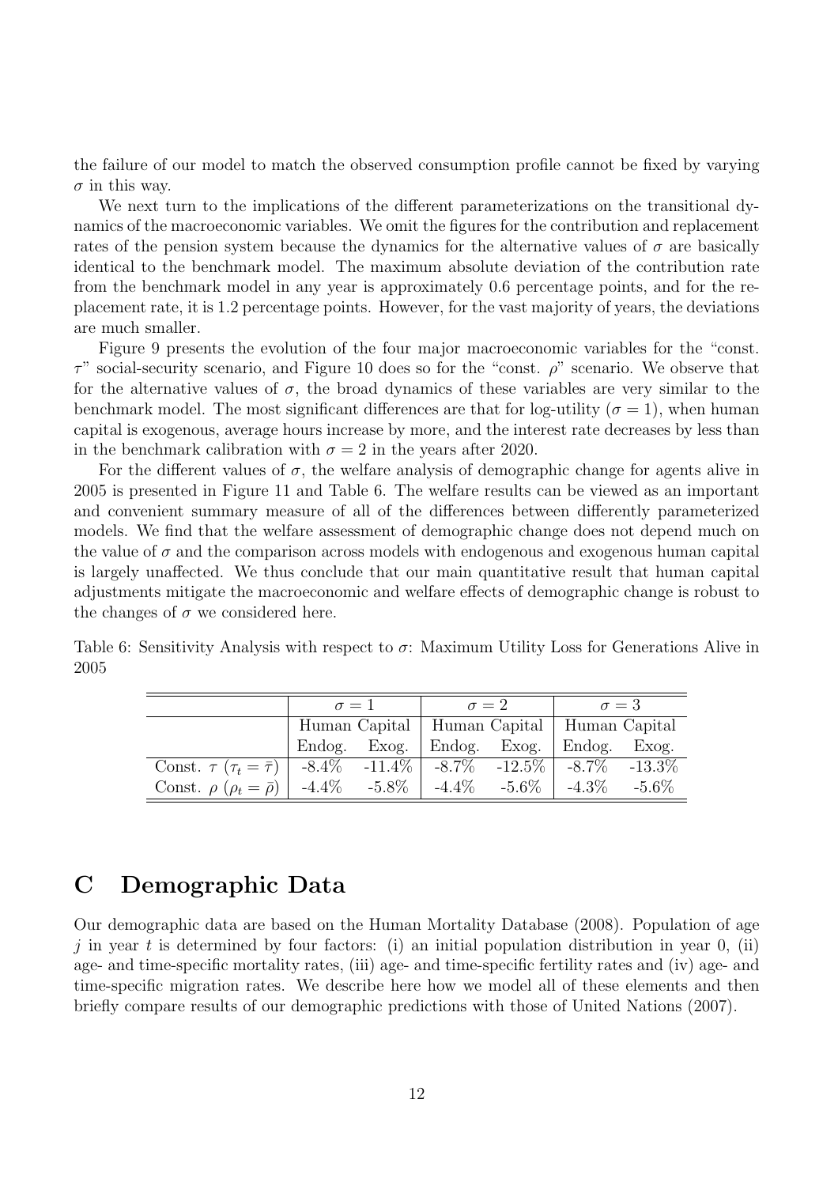the failure of our model to match the observed consumption profile cannot be fixed by varying $\sigma$ in this way.

We next turn to the implications of the different parameterizations on the transitional dynamics of the macroeconomic variables. We omit the figures for the contribution and replacement rates of the pension system because the dynamics for the alternative values of $\sigma$ are basically identical to the benchmark model. The maximum absolute deviation of the contribution rate from the benchmark model in any year is approximately 0.6 percentage points, and for the replacement rate, it is 1.2 percentage points. However, for the vast majority of years, the deviations are much smaller.

Figure 9 presents the evolution of the four major macroeconomic variables for the "const. $\tau$" social-security scenario, and Figure 10 does so for the "const. $\rho$" scenario. We observe that for the alternative values of $\sigma$, the broad dynamics of these variables are very similar to the benchmark model. The most significant differences are that for log-utility ($\sigma = 1$), when human capital is exogenous, average hours increase by more, and the interest rate decreases by less than in the benchmark calibration with $\sigma = 2$ in the years after 2020.

For the different values of $\sigma$, the welfare analysis of demographic change for agents alive in 2005 is presented in Figure 11 and Table 6. The welfare results can be viewed as an important and convenient summary measure of all of the differences between differently parameterized models. We find that the welfare assessment of demographic change does not depend much on the value of $\sigma$ and the comparison across models with endogenous and exogenous human capital is largely unaffected. We thus conclude that our main quantitative result that human capital adjustments mitigate the macroeconomic and welfare effects of demographic change is robust to the changes of $\sigma$ we considered here.

Table 6: Sensitivity Analysis with respect to $\sigma$: Maximum Utility Loss for Generations Alive in 2005

| | $\sigma = 1$ | | $\sigma = 2$ | | $\sigma = 3$ | |
|---|---|---|---|---|---|---|
| | Human Capital | | Human Capital | | Human Capital | |
| | Endog. | Exog. | Endog. | Exog. | Endog. | Exog. |
| Const. $\tau$ ($\tau_t = \bar{\tau}$) | -8.4% | -11.4% | -8.7% | -12.5% | -8.7% | -13.3% |
| Const. $\rho$ ($\rho_t = \bar{\rho}$) | -4.4% | -5.8% | -4.4% | -5.6% | -4.3% | -5.6% |

# C Demographic Data

Our demographic data are based on the Human Mortality Database (2008). Population of age $j$ in year $t$ is determined by four factors: (i) an initial population distribution in year 0, (ii) age- and time-specific mortality rates, (iii) age- and time-specific fertility rates and (iv) age- and time-specific migration rates. We describe here how we model all of these elements and then briefly compare results of our demographic predictions with those of United Nations (2007).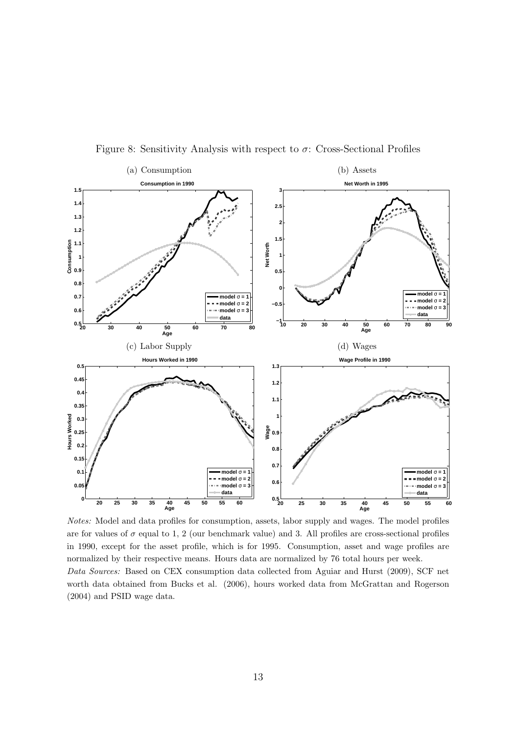Figure 8: Sensitivity Analysis with respect to $\sigma$: Cross-Sectional Profiles

(a) Consumption

(b) Assets

(c) Labor Supply

(d) Wages

*Notes:* Model and data profiles for consumption, assets, labor supply and wages. The model profiles are for values of $\sigma$ equal to 1, 2 (our benchmark value) and 3. All profiles are cross-sectional profiles in 1990, except for the asset profile, which is for 1995. Consumption, asset and wage profiles are normalized by their respective means. Hours data are normalized by 76 total hours per week.

*Data Sources:* Based on CEX consumption data collected from Aguiar and Hurst (2009), SCF net worth data obtained from Bucks et al. (2006), hours worked data from McGrattan and Rogerson (2004) and PSID wage data.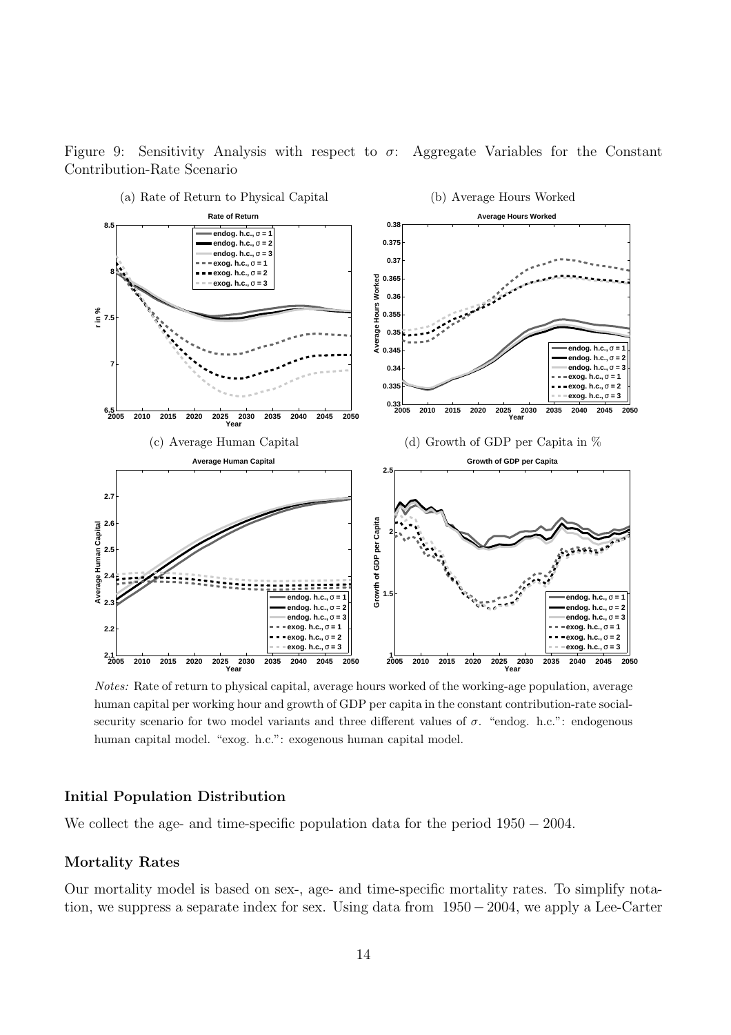Figure 9: Sensitivity Analysis with respect to $\sigma$: Aggregate Variables for the Constant Contribution-Rate Scenario

(a) Rate of Return to Physical Capital

(b) Average Hours Worked

(c) Average Human Capital

(d) Growth of GDP per Capita in %

*Notes:* Rate of return to physical capital, average hours worked of the working-age population, average human capital per working hour and growth of GDP per capita in the constant contribution-rate social-security scenario for two model variants and three different values of $\sigma$. "endog. h.c.": endogenous human capital model. "exog. h.c.": exogenous human capital model.

### Initial Population Distribution

We collect the age- and time-specific population data for the period $1950 - 2004$.

### Mortality Rates

Our mortality model is based on sex-, age- and time-specific mortality rates. To simplify notation, we suppress a separate index for sex. Using data from $1950 - 2004$, we apply a Lee-Carter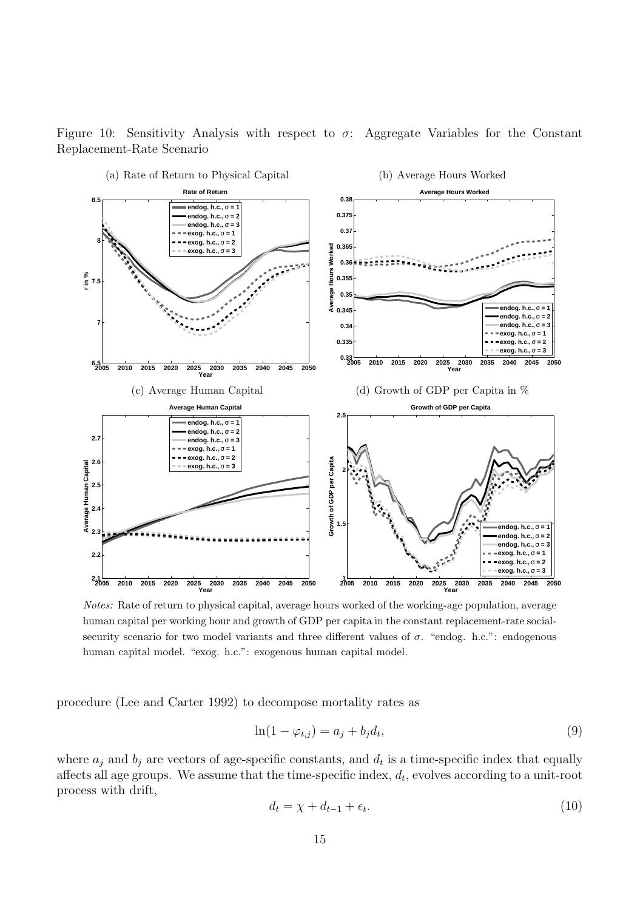Figure 10: Sensitivity Analysis with respect to $\sigma$: Aggregate Variables for the Constant Replacement-Rate Scenario

(a) Rate of Return to Physical Capital

(b) Average Hours Worked

(c) Average Human Capital

(d) Growth of GDP per Capita in %

*Notes:* Rate of return to physical capital, average hours worked of the working-age population, average human capital per working hour and growth of GDP per capita in the constant replacement-rate social-security scenario for two model variants and three different values of $\sigma$. "endog. h.c.": endogenous human capital model. "exog. h.c.": exogenous human capital model.

procedure (Lee and Carter 1992) to decompose mortality rates as

$$\ln(1 - \varphi_{t,j}) = a_j + b_j d_t, \tag{9}$$

where $a_j$ and $b_j$ are vectors of age-specific constants, and $d_t$ is a time-specific index that equally affects all age groups. We assume that the time-specific index, $d_t$, evolves according to a unit-root process with drift,

$$d_t = \chi + d_{t-1} + \epsilon_t. \tag{10}$$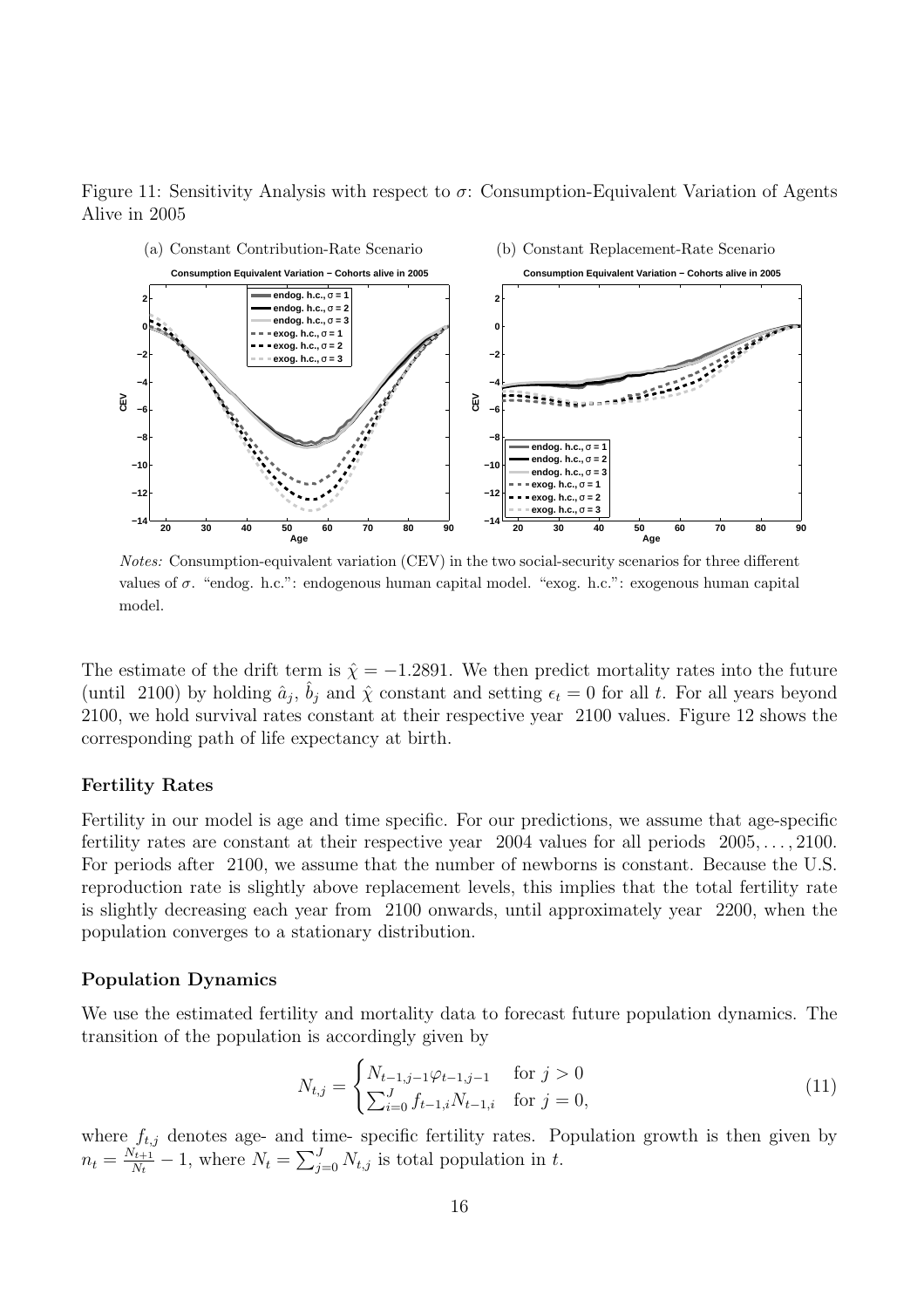Figure 11: Sensitivity Analysis with respect to $\sigma$: Consumption-Equivalent Variation of Agents Alive in 2005

(a) Constant Contribution-Rate Scenario

(b) Constant Replacement-Rate Scenario

*Notes:* Consumption-equivalent variation (CEV) in the two social-security scenarios for three different values of $\sigma$. "endog. h.c.": endogenous human capital model. "exog. h.c.": exogenous human capital model.

The estimate of the drift term is $\hat{\chi} = -1.2891$. We then predict mortality rates into the future (until 2100) by holding $\hat{a}_j$, $\hat{b}_j$ and $\hat{\chi}$ constant and setting $\epsilon_t = 0$ for all $t$. For all years beyond 2100, we hold survival rates constant at their respective year 2100 values. Figure 12 shows the corresponding path of life expectancy at birth.

### Fertility Rates

Fertility in our model is age and time specific. For our predictions, we assume that age-specific fertility rates are constant at their respective year 2004 values for all periods $2005, \ldots, 2100$. For periods after 2100, we assume that the number of newborns is constant. Because the U.S. reproduction rate is slightly above replacement levels, this implies that the total fertility rate is slightly decreasing each year from 2100 onwards, until approximately year 2200, when the population converges to a stationary distribution.

### Population Dynamics

We use the estimated fertility and mortality data to forecast future population dynamics. The transition of the population is accordingly given by

$$N_{t,j} = \begin{cases} N_{t-1,j-1}\varphi_{t-1,j-1} & \text{for } j > 0 \\ \sum_{i=0}^{J} f_{t-1,i} N_{t-1,i} & \text{for } j = 0, \end{cases} \tag{11}$$

where $f_{t,j}$ denotes age- and time- specific fertility rates. Population growth is then given by $n_t = \frac{N_{t+1}}{N_t} - 1$, where $N_t = \sum_{j=0}^{J} N_{t,j}$ is total population in $t$.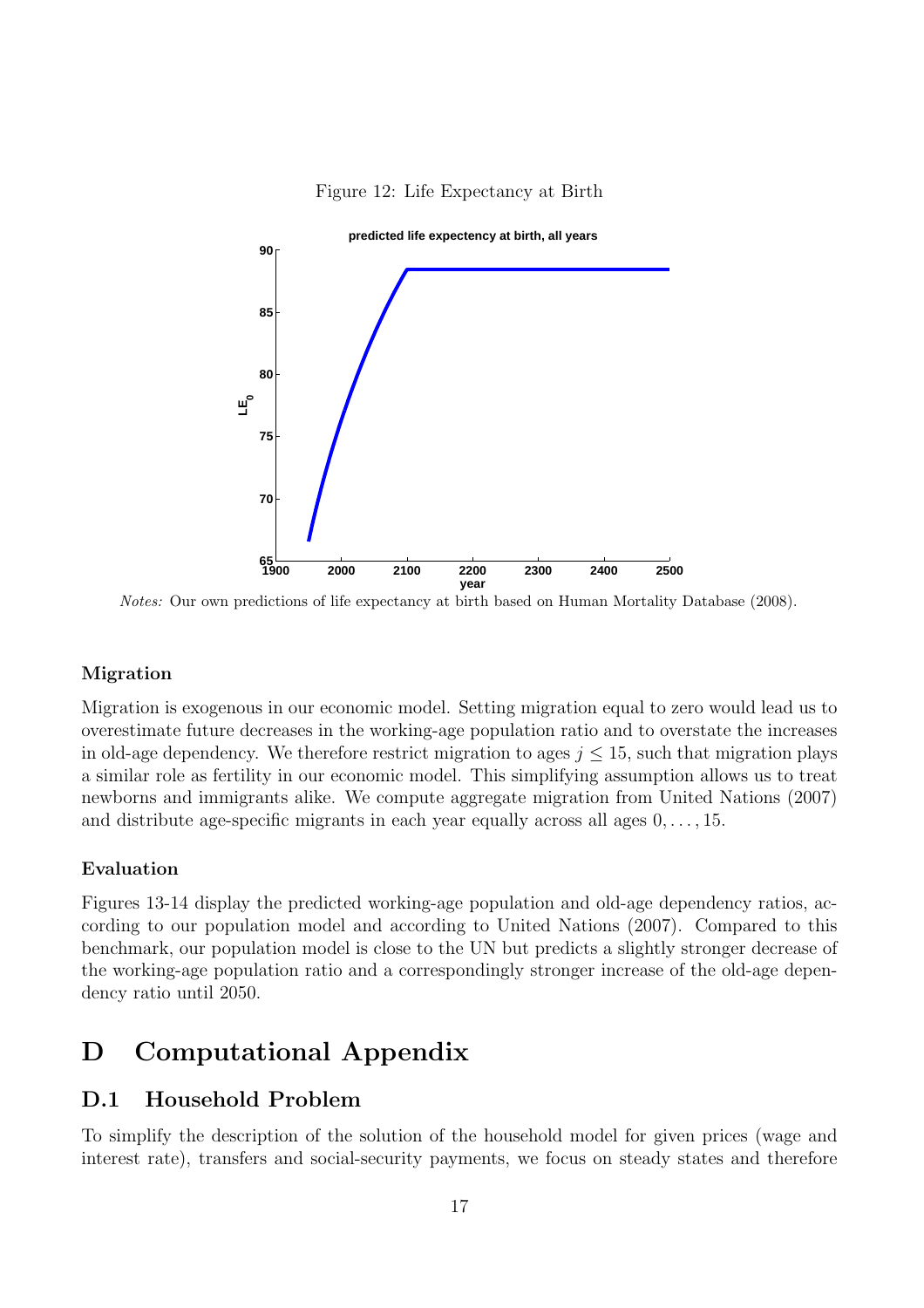Figure 12: Life Expectancy at Birth

*Notes:* Our own predictions of life expectancy at birth based on Human Mortality Database (2008).

#### Migration

Migration is exogenous in our economic model. Setting migration equal to zero would lead us to overestimate future decreases in the working-age population ratio and to overstate the increases in old-age dependency. We therefore restrict migration to ages $j \leq 15$, such that migration plays a similar role as fertility in our economic model. This simplifying assumption allows us to treat newborns and immigrants alike. We compute aggregate migration from United Nations (2007) and distribute age-specific migrants in each year equally across all ages $0, \ldots, 15$.

#### Evaluation

Figures 13-14 display the predicted working-age population and old-age dependency ratios, according to our population model and according to United Nations (2007). Compared to this benchmark, our population model is close to the UN but predicts a slightly stronger decrease of the working-age population ratio and a correspondingly stronger increase of the old-age dependency ratio until 2050.

# D Computational Appendix

## D.1 Household Problem

To simplify the description of the solution of the household model for given prices (wage and interest rate), transfers and social-security payments, we focus on steady states and therefore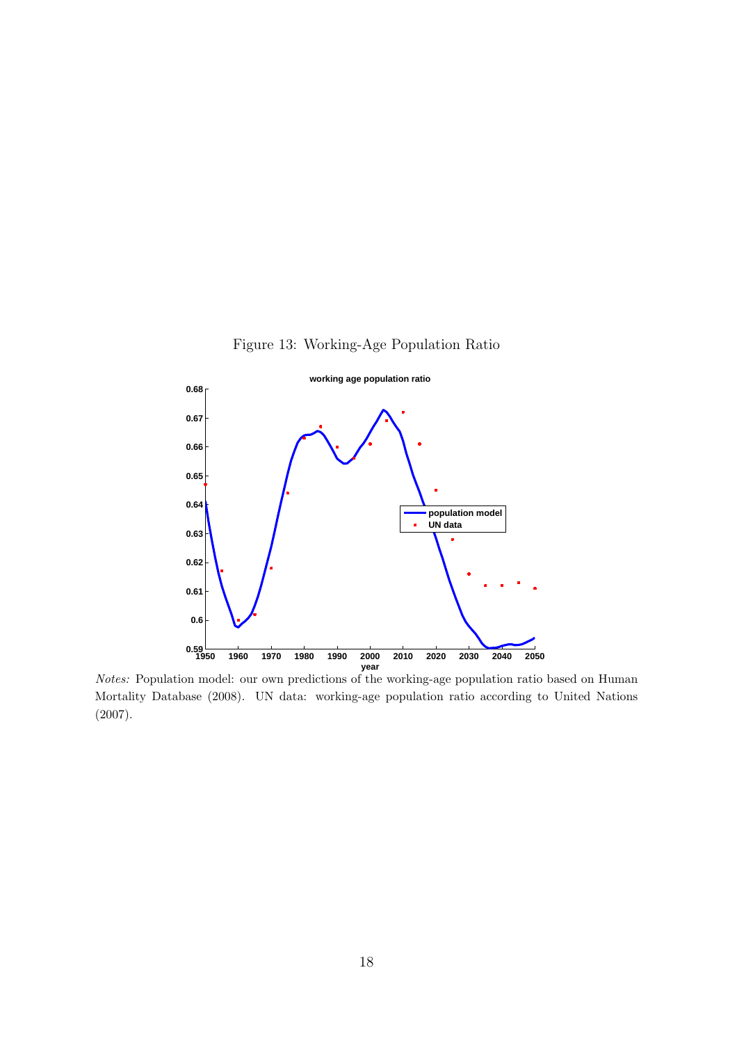Figure 13: Working-Age Population Ratio

*Notes:* Population model: our own predictions of the working-age population ratio based on Human Mortality Database (2008). UN data: working-age population ratio according to United Nations (2007).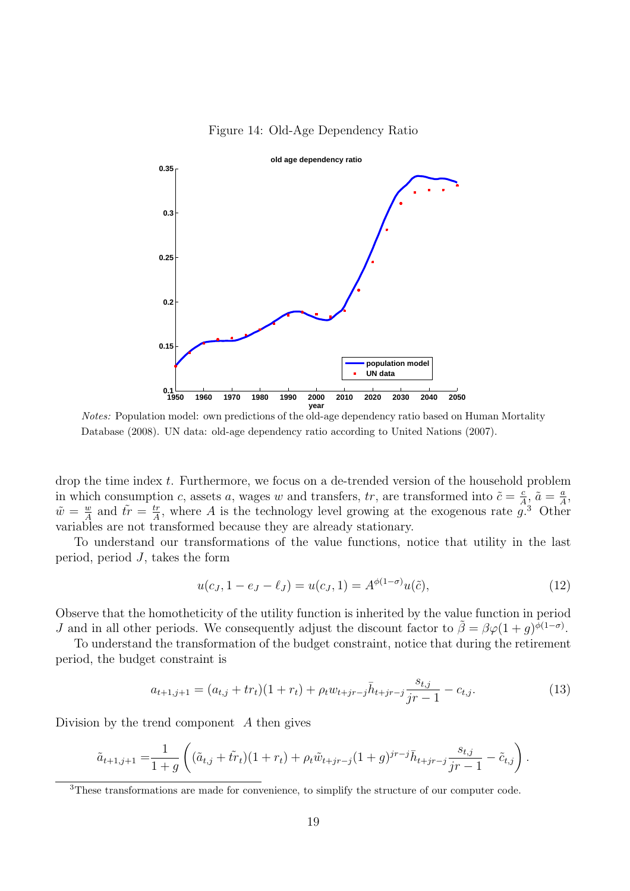Figure 14: Old-Age Dependency Ratio

*Notes:* Population model: own predictions of the old-age dependency ratio based on Human Mortality Database (2008). UN data: old-age dependency ratio according to United Nations (2007).

drop the time index $t$. Furthermore, we focus on a de-trended version of the household problem in which consumption $c$, assets $a$, wages $w$ and transfers, $tr$, are transformed into $\tilde{c} = \frac{c}{A}$, $\tilde{a} = \frac{a}{A}$, $\tilde{w} = \frac{w}{A}$ and $\tilde{tr} = \frac{tr}{A}$, where $A$ is the technology level growing at the exogenous rate $g$.[3] Other variables are not transformed because they are already stationary.

To understand our transformations of the value functions, notice that utility in the last period, period $J$, takes the form

$$u(c_J, 1 - e_J - \ell_J) = u(c_J, 1) = A^{\phi(1-\sigma)} u(\tilde{c}), \tag{12}$$

Observe that the homotheticity of the utility function is inherited by the value function in period $J$ and in all other periods. We consequently adjust the discount factor to $\tilde{\beta} = \beta\varphi(1+g)^{\phi(1-\sigma)}$.

To understand the transformation of the budget constraint, notice that during the retirement period, the budget constraint is

$$a_{t+1,j+1} = (a_{t,j} + tr_t)(1 + r_t) + \rho_t w_{t+jr-j} \bar{h}_{t+jr-j} \frac{s_{t,j}}{jr - 1} - c_{t,j}. \tag{13}$$

Division by the trend component $A$ then gives

$$\tilde{a}_{t+1,j+1} = \frac{1}{1+g} \left( (\tilde{a}_{t,j} + \tilde{tr}_t)(1 + r_t) + \rho_t \tilde{w}_{t+jr-j} (1+g)^{jr-j} \bar{h}_{t+jr-j} \frac{s_{t,j}}{jr-1} - \tilde{c}_{t,j} \right).$$

[3] These transformations are made for convenience, to simplify the structure of our computer code.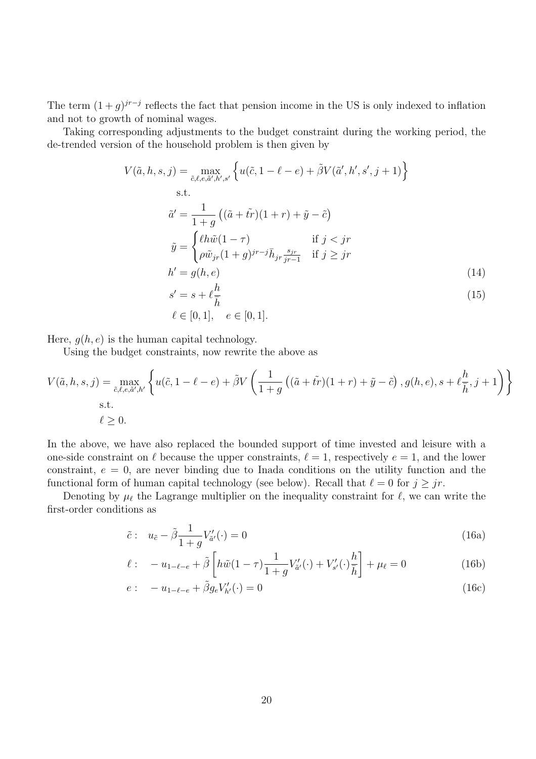The term $(1+g)^{jr-j}$ reflects the fact that pension income in the US is only indexed to inflation and not to growth of nominal wages.

Taking corresponding adjustments to the budget constraint during the working period, the de-trended version of the household problem is then given by

$$
\begin{aligned}
V(\tilde{a}, h, s, j) = \max_{\tilde{c}, \ell, e, \tilde{a}', h', s'} & \left\{ u(\tilde{c}, 1 - \ell - e) + \tilde{\beta} V(\tilde{a}', h', s', j+1) \right\} \\
\text{s.t.} & \\
\tilde{a}' &= \frac{1}{1+g} \left( (\tilde{a} + \tilde{tr})(1+r) + \tilde{y} - \tilde{c} \right) \\
\tilde{y} &= \begin{cases} \ell h \tilde{w}(1-\tau) & \text{if } j < jr \\ \rho \tilde{w}_{jr} (1+g)^{jr-j} \bar{h}_{jr} \frac{s_{jr}}{jr-1} & \text{if } j \geq jr \end{cases} \\
h' &= g(h, e) \qquad (14) \\
s' &= s + \ell \frac{h}{\bar{h}} \qquad (15) \\
\ell &\in [0, 1], \quad e \in [0, 1].
\end{aligned}
$$

Here, $g(h, e)$ is the human capital technology.

Using the budget constraints, now rewrite the above as

$$
\begin{aligned}
V(\tilde{a}, h, s, j) = \max_{\tilde{c}, \ell, e, \tilde{a}', h'} & \left\{ u(\tilde{c}, 1 - \ell - e) + \tilde{\beta} V \left( \frac{1}{1+g} \left( (\tilde{a} + \tilde{tr})(1+r) + \tilde{y} - \tilde{c} \right), g(h, e), s + \ell \frac{h}{\bar{h}}, j+1 \right) \right\} \\
\text{s.t.} & \\
\ell &\geq 0.
\end{aligned}
$$

In the above, we have also replaced the bounded support of time invested and leisure with a one-side constraint on $\ell$ because the upper constraints, $\ell = 1$, respectively $e = 1$, and the lower constraint, $e = 0$, are never binding due to Inada conditions on the utility function and the functional form of human capital technology (see below). Recall that $\ell = 0$ for $j \geq jr$.

Denoting by $\mu_\ell$ the Lagrange multiplier on the inequality constraint for $\ell$, we can write the first-order conditions as

$$
\tilde{c}: \quad u_{\tilde{c}} - \tilde{\beta} \frac{1}{1+g} V'_{\tilde{a}'}(\cdot) = 0 \qquad (16a)
$$

$$
\ell: \quad -u_{1-\ell-e} + \tilde{\beta} \left[ h \tilde{w}(1-\tau) \frac{1}{1+g} V'_{\tilde{a}'}(\cdot) + V'_{s'}(\cdot) \frac{h}{\bar{h}} \right] + \mu_\ell = 0 \qquad (16b)
$$

$$
e: \quad -u_{1-\ell-e} + \tilde{\beta} g_e V'_{h'}(\cdot) = 0 \qquad (16c)
$$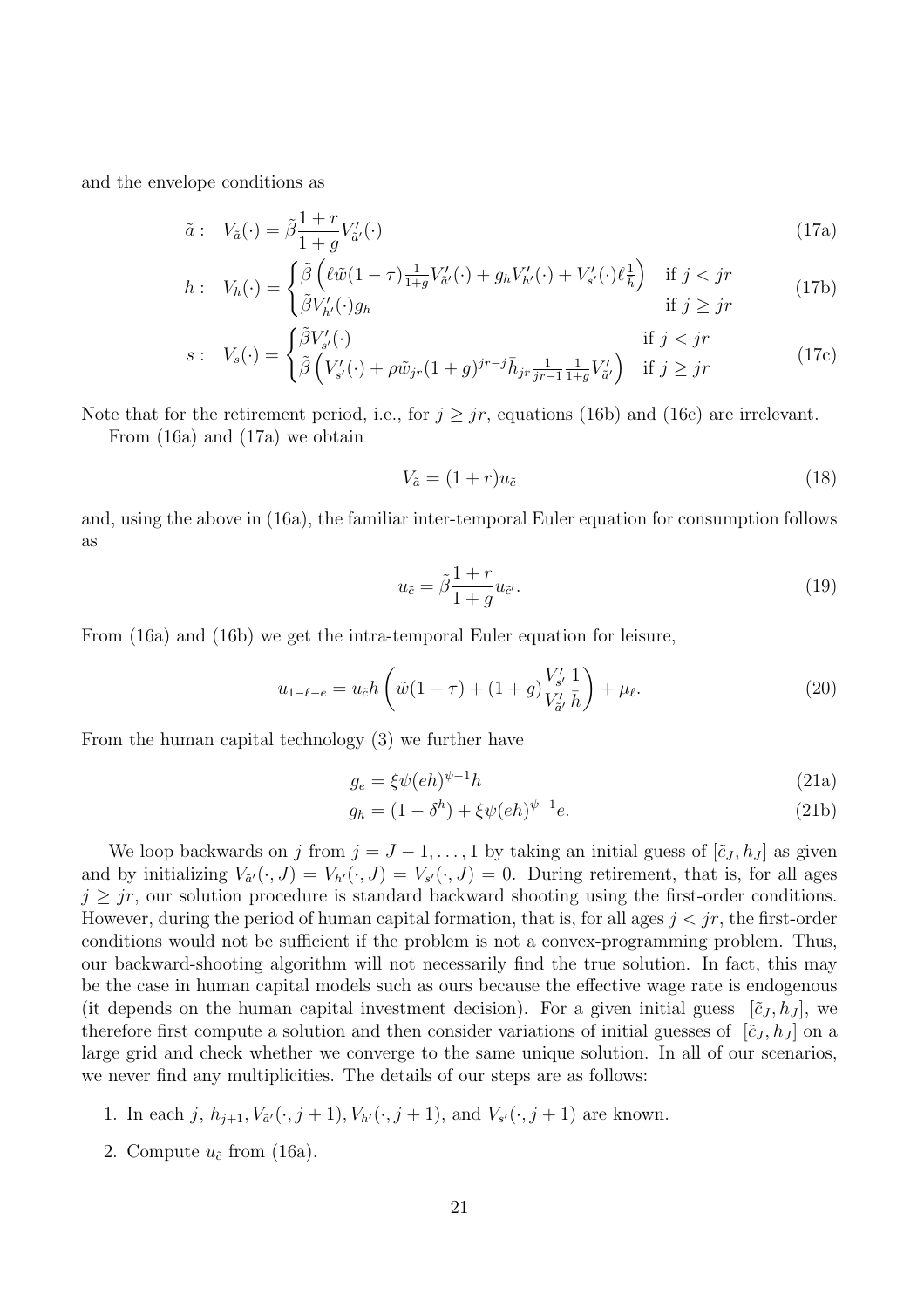and the envelope conditions as

$$\tilde{a}: \quad V_{\tilde{a}}(\cdot) = \tilde{\beta}\frac{1+r}{1+g}V'_{\tilde{a}'}(\cdot) \tag{17a}$$

$$h: \quad V_h(\cdot) = \begin{cases} \tilde{\beta}\left(\ell\tilde{w}(1-\tau)\frac{1}{1+g}V'_{\tilde{a}'}(\cdot) + g_h V'_{h'}(\cdot) + V'_{s'}(\cdot)\ell\frac{1}{\bar{h}}\right) & \text{if } j < jr \\ \tilde{\beta}V'_{h'}(\cdot)g_h & \text{if } j \geq jr \end{cases} \tag{17b}$$

$$s: \quad V_s(\cdot) = \begin{cases} \tilde{\beta}V'_{s'}(\cdot) & \text{if } j < jr \\ \tilde{\beta}\left(V'_{s'}(\cdot) + \rho\tilde{w}_{jr}(1+g)^{jr-j}\bar{h}_{jr}\frac{1}{jr-1}\frac{1}{1+g}V'_{\tilde{a}'}\right) & \text{if } j \geq jr \end{cases} \tag{17c}$$

Note that for the retirement period, i.e., for $j \geq jr$, equations (16b) and (16c) are irrelevant.

From (16a) and (17a) we obtain

$$V_{\tilde{a}} = (1+r)u_{\tilde{c}} \tag{18}$$

and, using the above in (16a), the familiar inter-temporal Euler equation for consumption follows as

$$u_{\tilde{c}} = \tilde{\beta}\frac{1+r}{1+g}u_{\tilde{c}'}. \tag{19}$$

From (16a) and (16b) we get the intra-temporal Euler equation for leisure,

$$u_{1-\ell-e} = u_{\tilde{c}}h\left(\tilde{w}(1-\tau) + (1+g)\frac{V'_{s'}}{V'_{\tilde{a}'}}\frac{1}{\bar{h}}\right) + \mu_\ell. \tag{20}$$

From the human capital technology (3) we further have

$$g_e = \xi\psi(eh)^{\psi-1}h \tag{21a}$$

$$g_h = (1-\delta^h) + \xi\psi(eh)^{\psi-1}e. \tag{21b}$$

We loop backwards on $j$ from $j = J-1, \ldots, 1$ by taking an initial guess of $[\tilde{c}_J, h_J]$ as given and by initializing $V_{\tilde{a}'}(\cdot, J) = V_{h'}(\cdot, J) = V_{s'}(\cdot, J) = 0$. During retirement, that is, for all ages $j \geq jr$, our solution procedure is standard backward shooting using the first-order conditions. However, during the period of human capital formation, that is, for all ages $j < jr$, the first-order conditions would not be sufficient if the problem is not a convex-programming problem. Thus, our backward-shooting algorithm will not necessarily find the true solution. In fact, this may be the case in human capital models such as ours because the effective wage rate is endogenous (it depends on the human capital investment decision). For a given initial guess $[\tilde{c}_J, h_J]$, we therefore first compute a solution and then consider variations of initial guesses of $[\tilde{c}_J, h_J]$ on a large grid and check whether we converge to the same unique solution. In all of our scenarios, we never find any multiplicities. The details of our steps are as follows:

1. In each $j$, $h_{j+1}, V_{\tilde{a}'}(\cdot, j+1), V_{h'}(\cdot, j+1)$, and $V_{s'}(\cdot, j+1)$ are known.
2. Compute $u_{\tilde{c}}$ from (16a).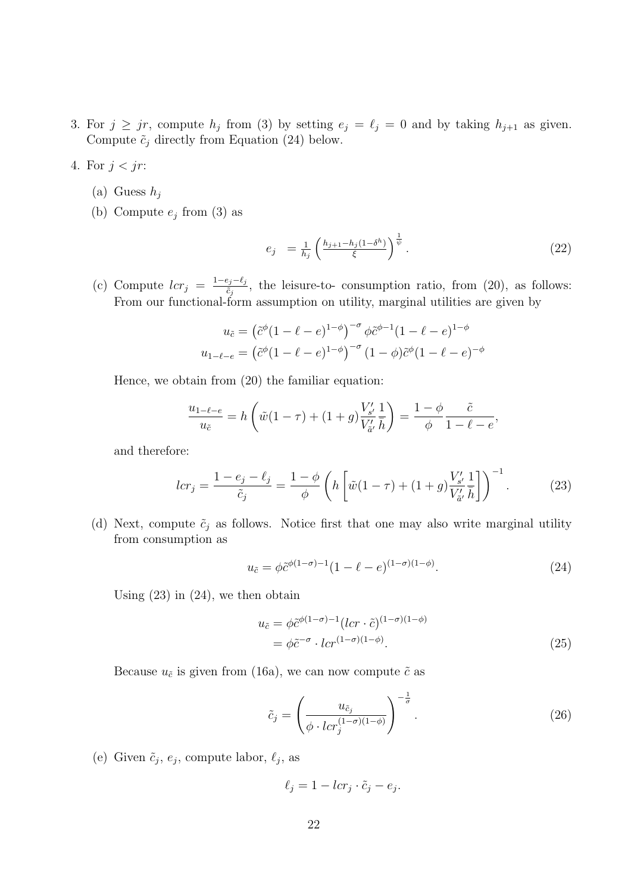3. For $j \geq jr$, compute $h_j$ from (3) by setting $e_j = \ell_j = 0$ and by taking $h_{j+1}$ as given. Compute $\tilde{c}_j$ directly from Equation (24) below.

4. For $j < jr$:

   (a) Guess $h_j$

   (b) Compute $e_j$ from (3) as

$$e_j \;\; = \tfrac{1}{h_j}\left(\tfrac{h_{j+1} - h_j(1-\delta^h)}{\xi}\right)^{\frac{1}{\psi}}. \tag{22}$$

   (c) Compute $lcr_j = \frac{1-e_j-\ell_j}{\tilde{c}_j}$, the leisure-to- consumption ratio, from (20), as follows: From our functional-form assumption on utility, marginal utilities are given by

$$u_{\tilde{c}} = \left(\tilde{c}^{\phi}(1-\ell-e)^{1-\phi}\right)^{-\sigma}\phi\tilde{c}^{\phi-1}(1-\ell-e)^{1-\phi}$$

$$u_{1-\ell-e} = \left(\tilde{c}^{\phi}(1-\ell-e)^{1-\phi}\right)^{-\sigma}(1-\phi)\tilde{c}^{\phi}(1-\ell-e)^{-\phi}$$

   Hence, we obtain from (20) the familiar equation:

$$\frac{u_{1-\ell-e}}{u_{\tilde{c}}} = h\left(\tilde{w}(1-\tau) + (1+g)\frac{V'_{s'}}{V'_{\tilde{a}'}}\frac{1}{\bar{h}}\right) = \frac{1-\phi}{\phi}\frac{\tilde{c}}{1-\ell-e},$$

   and therefore:

$$lcr_j = \frac{1-e_j-\ell_j}{\tilde{c}_j} = \frac{1-\phi}{\phi}\left(h\left[\tilde{w}(1-\tau) + (1+g)\frac{V'_{s'}}{V'_{\tilde{a}'}}\frac{1}{\bar{h}}\right]\right)^{-1}. \tag{23}$$

   (d) Next, compute $\tilde{c}_j$ as follows. Notice first that one may also write marginal utility from consumption as

$$u_{\tilde{c}} = \phi\tilde{c}^{\phi(1-\sigma)-1}(1-\ell-e)^{(1-\sigma)(1-\phi)}. \tag{24}$$

   Using (23) in (24), we then obtain

$$\begin{aligned} u_{\tilde{c}} &= \phi\tilde{c}^{\phi(1-\sigma)-1}(lcr\cdot\tilde{c})^{(1-\sigma)(1-\phi)} \\ &= \phi\tilde{c}^{-\sigma}\cdot lcr^{(1-\sigma)(1-\phi)}. \end{aligned} \tag{25}$$

   Because $u_{\tilde{c}}$ is given from (16a), we can now compute $\tilde{c}$ as

$$\tilde{c}_j = \left(\frac{u_{\tilde{c}_j}}{\phi\cdot lcr_j^{(1-\sigma)(1-\phi)}}\right)^{-\frac{1}{\sigma}}. \tag{26}$$

   (e) Given $\tilde{c}_j$, $e_j$, compute labor, $\ell_j$, as

$$\ell_j = 1 - lcr_j\cdot\tilde{c}_j - e_j.$$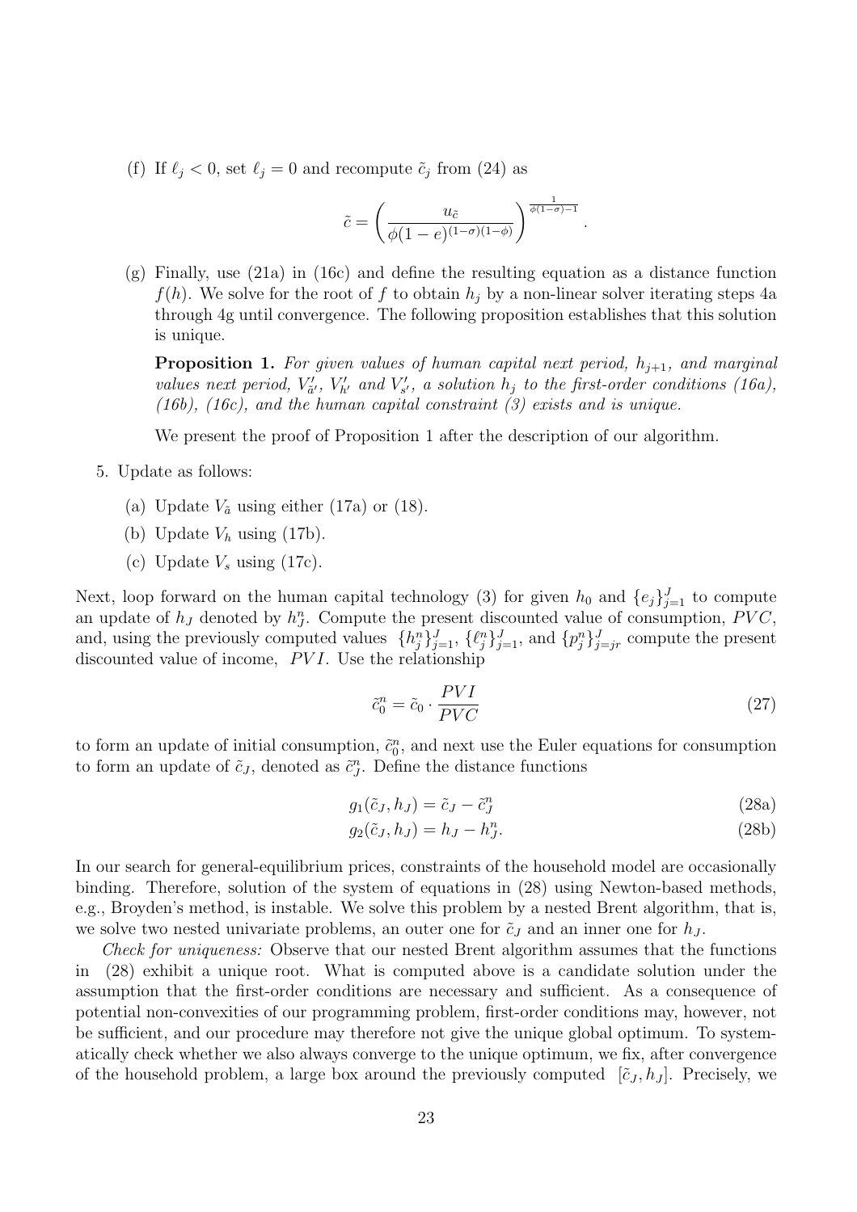(f) If $\ell_j < 0$, set $\ell_j = 0$ and recompute $\tilde{c}_j$ from (24) as

$$\tilde{c} = \left( \frac{u_{\tilde{c}}}{\phi(1-e)^{(1-\sigma)(1-\phi)}} \right)^{\frac{1}{\phi(1-\sigma)-1}}.$$

(g) Finally, use (21a) in (16c) and define the resulting equation as a distance function $f(h)$. We solve for the root of $f$ to obtain $h_j$ by a non-linear solver iterating steps 4a through 4g until convergence. The following proposition establishes that this solution is unique.

**Proposition 1.** *For given values of human capital next period, $h_{j+1}$, and marginal values next period, $V'_{\tilde{a}'}$, $V'_{h'}$ and $V'_{s'}$, a solution $h_j$ to the first-order conditions (16a), (16b), (16c), and the human capital constraint (3) exists and is unique.*

We present the proof of Proposition 1 after the description of our algorithm.

5. Update as follows:

   (a) Update $V_{\tilde{a}}$ using either (17a) or (18).

   (b) Update $V_h$ using (17b).

   (c) Update $V_s$ using (17c).

Next, loop forward on the human capital technology (3) for given $h_0$ and $\{e_j\}_{j=1}^J$ to compute an update of $h_J$ denoted by $h_J^n$. Compute the present discounted value of consumption, $PVC$, and, using the previously computed values $\{h_j^n\}_{j=1}^J$, $\{\ell_j^n\}_{j=1}^J$, and $\{p_j^n\}_{j=jr}^J$ compute the present discounted value of income, $PVI$. Use the relationship

$$\tilde{c}_0^n = \tilde{c}_0 \cdot \frac{PVI}{PVC} \tag{27}$$

to form an update of initial consumption, $\tilde{c}_0^n$, and next use the Euler equations for consumption to form an update of $\tilde{c}_J$, denoted as $\tilde{c}_J^n$. Define the distance functions

$$g_1(\tilde{c}_J, h_J) = \tilde{c}_J - \tilde{c}_J^n \tag{28a}$$

$$g_2(\tilde{c}_J, h_J) = h_J - h_J^n. \tag{28b}$$

In our search for general-equilibrium prices, constraints of the household model are occasionally binding. Therefore, solution of the system of equations in (28) using Newton-based methods, e.g., Broyden's method, is instable. We solve this problem by a nested Brent algorithm, that is, we solve two nested univariate problems, an outer one for $\tilde{c}_J$ and an inner one for $h_J$.

*Check for uniqueness:* Observe that our nested Brent algorithm assumes that the functions in (28) exhibit a unique root. What is computed above is a candidate solution under the assumption that the first-order conditions are necessary and sufficient. As a consequence of potential non-convexities of our programming problem, first-order conditions may, however, not be sufficient, and our procedure may therefore not give the unique global optimum. To systematically check whether we also always converge to the unique optimum, we fix, after convergence of the household problem, a large box around the previously computed $[\tilde{c}_J, h_J]$. Precisely, we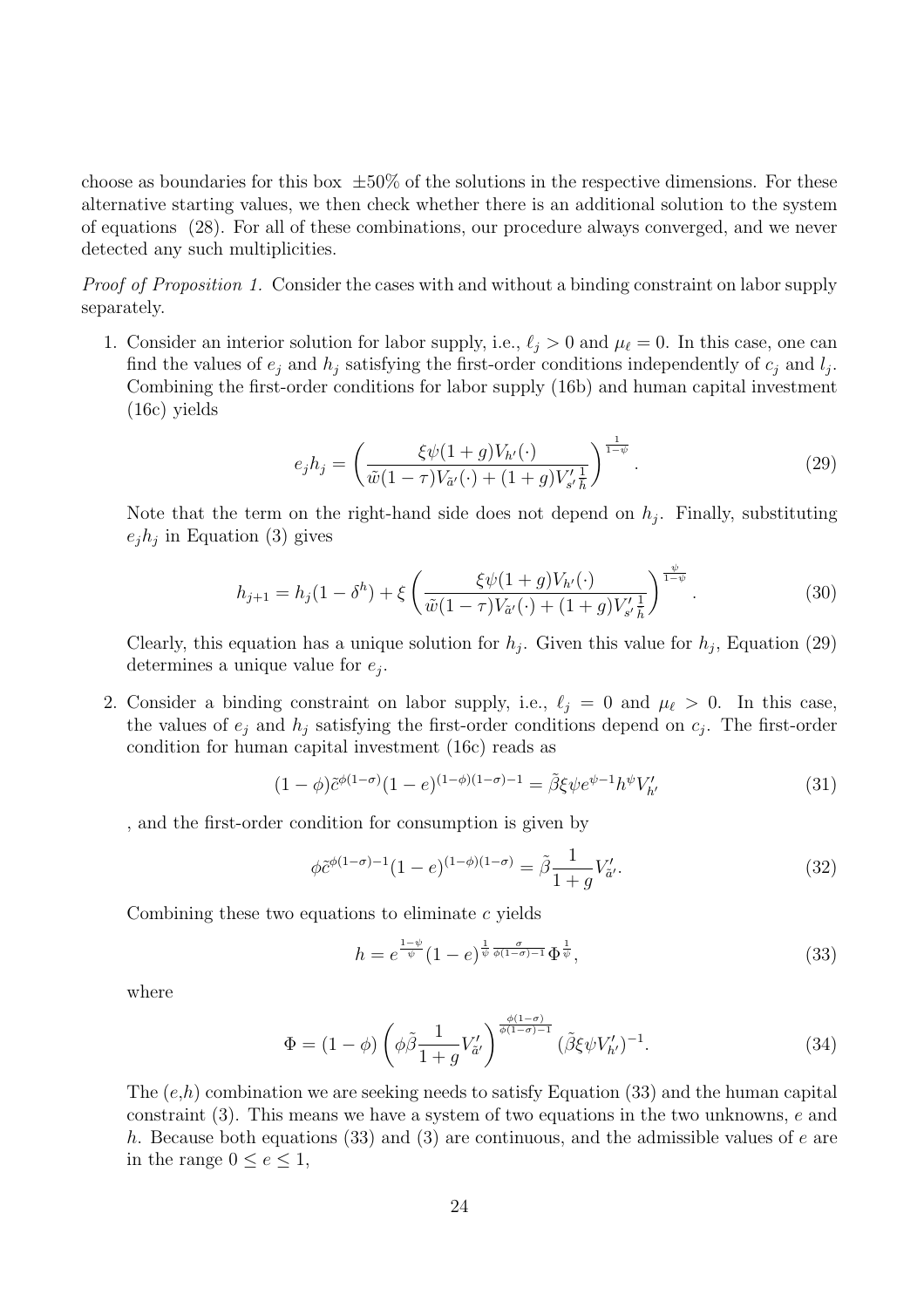choose as boundaries for this box $\pm 50\%$ of the solutions in the respective dimensions. For these alternative starting values, we then check whether there is an additional solution to the system of equations (28). For all of these combinations, our procedure always converged, and we never detected any such multiplicities.

*Proof of Proposition 1.* Consider the cases with and without a binding constraint on labor supply separately.

1. Consider an interior solution for labor supply, i.e., $\ell_j > 0$ and $\mu_\ell = 0$. In this case, one can find the values of $e_j$ and $h_j$ satisfying the first-order conditions independently of $c_j$ and $l_j$. Combining the first-order conditions for labor supply (16b) and human capital investment (16c) yields

$$e_j h_j = \left( \frac{\xi \psi (1+g) V_{h'}(\cdot)}{\tilde{w}(1-\tau) V_{\tilde{a}'}(\cdot) + (1+g) V'_{s'} \frac{1}{h}} \right)^{\frac{1}{1-\psi}}. \tag{29}$$

Note that the term on the right-hand side does not depend on $h_j$. Finally, substituting $e_j h_j$ in Equation (3) gives

$$h_{j+1} = h_j(1-\delta^h) + \xi \left( \frac{\xi \psi (1+g) V_{h'}(\cdot)}{\tilde{w}(1-\tau) V_{\tilde{a}'}(\cdot) + (1+g) V'_{s'} \frac{1}{h}} \right)^{\frac{\psi}{1-\psi}}. \tag{30}$$

Clearly, this equation has a unique solution for $h_j$. Given this value for $h_j$, Equation (29) determines a unique value for $e_j$.

2. Consider a binding constraint on labor supply, i.e., $\ell_j = 0$ and $\mu_\ell > 0$. In this case, the values of $e_j$ and $h_j$ satisfying the first-order conditions depend on $c_j$. The first-order condition for human capital investment (16c) reads as

$$(1-\phi)\tilde{c}^{\phi(1-\sigma)}(1-e)^{(1-\phi)(1-\sigma)-1} = \tilde{\beta}\xi\psi e^{\psi-1} h^{\psi} V'_{h'} \tag{31}$$

, and the first-order condition for consumption is given by

$$\phi \tilde{c}^{\phi(1-\sigma)-1}(1-e)^{(1-\phi)(1-\sigma)} = \tilde{\beta} \frac{1}{1+g} V'_{\tilde{a}'}. \tag{32}$$

Combining these two equations to eliminate $c$ yields

$$h = e^{\frac{1-\psi}{\psi}} (1-e)^{\frac{1}{\psi}\frac{\sigma}{\phi(1-\sigma)-1}} \Phi^{\frac{1}{\psi}}, \tag{33}$$

where

$$\Phi = (1-\phi)\left(\phi \tilde{\beta} \frac{1}{1+g} V'_{\tilde{a}'}\right)^{\frac{\phi(1-\sigma)}{\phi(1-\sigma)-1}} (\tilde{\beta}\xi\psi V'_{h'})^{-1}. \tag{34}$$

The $(e,h)$ combination we are seeking needs to satisfy Equation (33) and the human capital constraint (3). This means we have a system of two equations in the two unknowns, $e$ and $h$. Because both equations (33) and (3) are continuous, and the admissible values of $e$ are in the range $0 \le e \le 1$,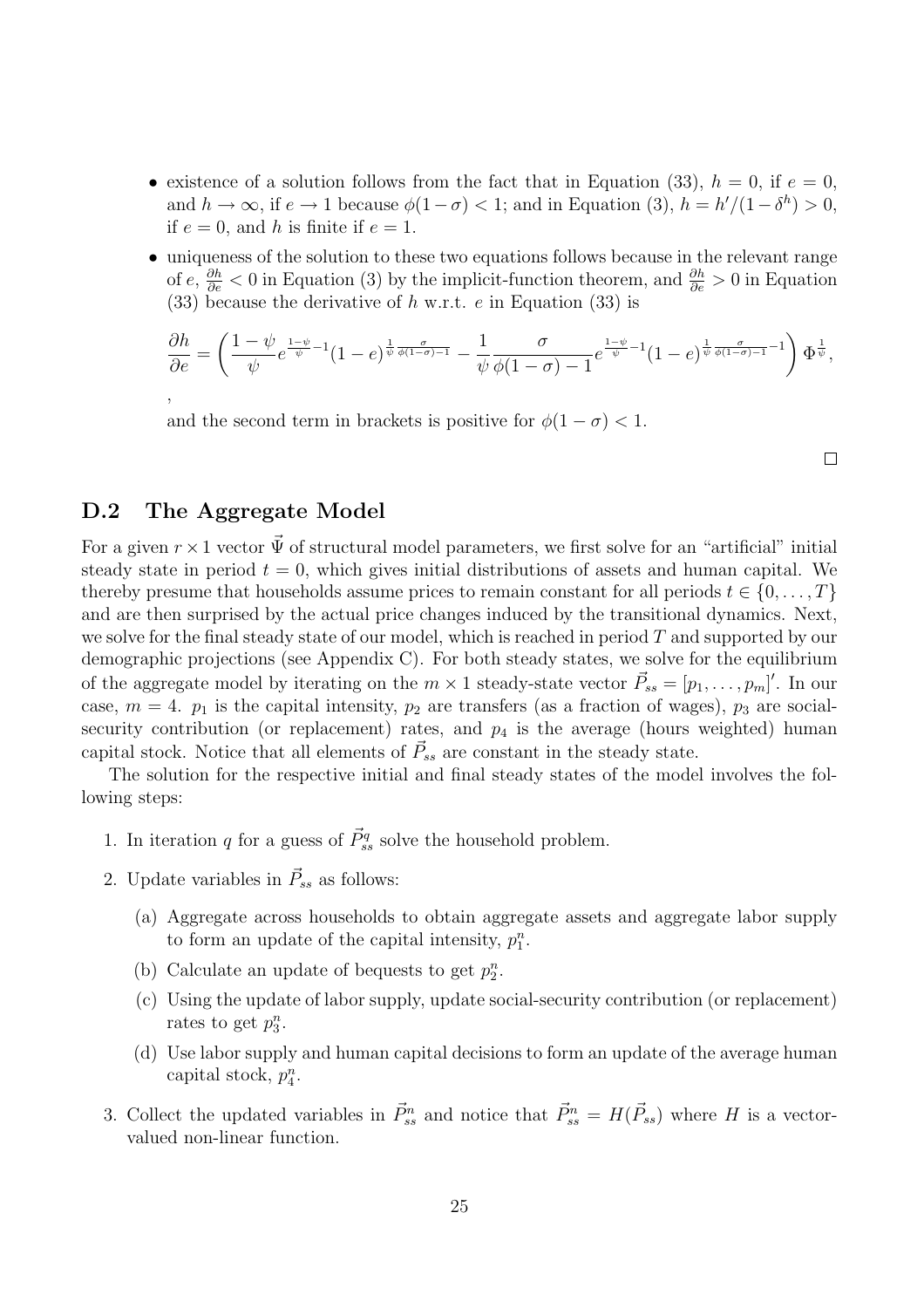- existence of a solution follows from the fact that in Equation (33), $h = 0$, if $e = 0$, and $h \to \infty$, if $e \to 1$ because $\phi(1-\sigma) < 1$; and in Equation (3), $h = h'/(1-\delta^h) > 0$, if $e = 0$, and $h$ is finite if $e = 1$.
- uniqueness of the solution to these two equations follows because in the relevant range of $e$, $\frac{\partial h}{\partial e} < 0$ in Equation (3) by the implicit-function theorem, and $\frac{\partial h}{\partial e} > 0$ in Equation (33) because the derivative of $h$ w.r.t. $e$ in Equation (33) is

  $$\frac{\partial h}{\partial e} = \left( \frac{1-\psi}{\psi} e^{\frac{1-\psi}{\psi}-1} (1-e)^{\frac{1}{\psi}\frac{\sigma}{\phi(1-\sigma)-1}} - \frac{1}{\psi} \frac{\sigma}{\phi(1-\sigma)-1} e^{\frac{1-\psi}{\psi}-1} (1-e)^{\frac{1}{\psi}\frac{\sigma}{\phi(1-\sigma)-1}-1} \right) \Phi^{\frac{1}{\psi}},$$

  ,

  and the second term in brackets is positive for $\phi(1-\sigma) < 1$.

□

## D.2 The Aggregate Model

For a given $r \times 1$ vector $\vec{\Psi}$ of structural model parameters, we first solve for an "artificial" initial steady state in period $t = 0$, which gives initial distributions of assets and human capital. We thereby presume that households assume prices to remain constant for all periods $t \in \{0, \dots, T\}$ and are then surprised by the actual price changes induced by the transitional dynamics. Next, we solve for the final steady state of our model, which is reached in period $T$ and supported by our demographic projections (see Appendix C). For both steady states, we solve for the equilibrium of the aggregate model by iterating on the $m \times 1$ steady-state vector $\vec{P}_{ss} = [p_1, \dots, p_m]'$. In our case, $m = 4$. $p_1$ is the capital intensity, $p_2$ are transfers (as a fraction of wages), $p_3$ are social-security contribution (or replacement) rates, and $p_4$ is the average (hours weighted) human capital stock. Notice that all elements of $\vec{P}_{ss}$ are constant in the steady state.

The solution for the respective initial and final steady states of the model involves the following steps:

1. In iteration $q$ for a guess of $\vec{P}^q_{ss}$ solve the household problem.
2. Update variables in $\vec{P}_{ss}$ as follows:
   (a) Aggregate across households to obtain aggregate assets and aggregate labor supply to form an update of the capital intensity, $p^n_1$.
   (b) Calculate an update of bequests to get $p^n_2$.
   (c) Using the update of labor supply, update social-security contribution (or replacement) rates to get $p^n_3$.
   (d) Use labor supply and human capital decisions to form an update of the average human capital stock, $p^n_4$.
3. Collect the updated variables in $\vec{P}^n_{ss}$ and notice that $\vec{P}^n_{ss} = H(\vec{P}_{ss})$ where $H$ is a vector-valued non-linear function.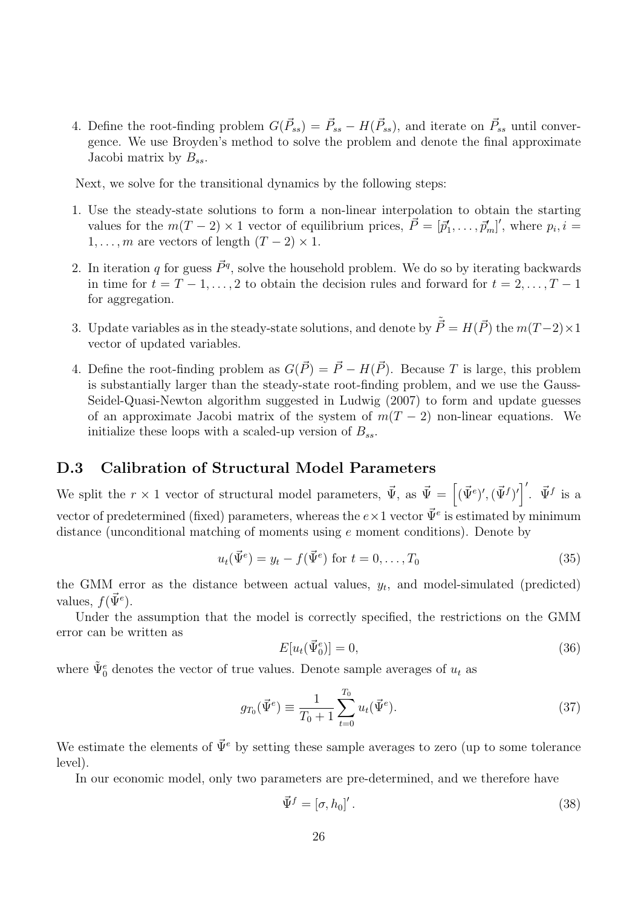4. Define the root-finding problem $G(\vec{P}_{ss}) = \vec{P}_{ss} - H(\vec{P}_{ss})$, and iterate on $\vec{P}_{ss}$ until convergence. We use Broyden's method to solve the problem and denote the final approximate Jacobi matrix by $B_{ss}$.

Next, we solve for the transitional dynamics by the following steps:

1. Use the steady-state solutions to form a non-linear interpolation to obtain the starting values for the $m(T-2) \times 1$ vector of equilibrium prices, $\vec{P} = [\vec{p}_1', \ldots, \vec{p}_m']'$, where $p_i, i = 1, \ldots, m$ are vectors of length $(T-2) \times 1$.
2. In iteration $q$ for guess $\vec{P}^q$, solve the household problem. We do so by iterating backwards in time for $t = T-1, \ldots, 2$ to obtain the decision rules and forward for $t = 2, \ldots, T-1$ for aggregation.
3. Update variables as in the steady-state solutions, and denote by $\tilde{\vec{P}} = H(\vec{P})$ the $m(T-2) \times 1$ vector of updated variables.
4. Define the root-finding problem as $G(\vec{P}) = \vec{P} - H(\vec{P})$. Because $T$ is large, this problem is substantially larger than the steady-state root-finding problem, and we use the Gauss-Seidel-Quasi-Newton algorithm suggested in Ludwig (2007) to form and update guesses of an approximate Jacobi matrix of the system of $m(T-2)$ non-linear equations. We initialize these loops with a scaled-up version of $B_{ss}$.

## D.3 Calibration of Structural Model Parameters

We split the $r \times 1$ vector of structural model parameters, $\vec{\Psi}$, as $\vec{\Psi} = \left[(\vec{\Psi}^e)', (\vec{\Psi}^f)'\right]'$. $\vec{\Psi}^f$ is a vector of predetermined (fixed) parameters, whereas the $e \times 1$ vector $\vec{\Psi}^e$ is estimated by minimum distance (unconditional matching of moments using $e$ moment conditions). Denote by

$$u_t(\vec{\Psi}^e) = y_t - f(\vec{\Psi}^e) \text{ for } t = 0, \ldots, T_0 \tag{35}$$

the GMM error as the distance between actual values, $y_t$, and model-simulated (predicted) values, $f(\vec{\Psi}^e)$.

Under the assumption that the model is correctly specified, the restrictions on the GMM error can be written as

$$E[u_t(\vec{\Psi}_0^e)] = 0, \tag{36}$$

where $\tilde{\Psi}_0^e$ denotes the vector of true values. Denote sample averages of $u_t$ as

$$g_{T_0}(\vec{\Psi}^e) \equiv \frac{1}{T_0 + 1} \sum_{t=0}^{T_0} u_t(\vec{\Psi}^e). \tag{37}$$

We estimate the elements of $\vec{\Psi}^e$ by setting these sample averages to zero (up to some tolerance level).

In our economic model, only two parameters are pre-determined, and we therefore have

$$\vec{\Psi}^f = [\sigma, h_0]'. \tag{38}$$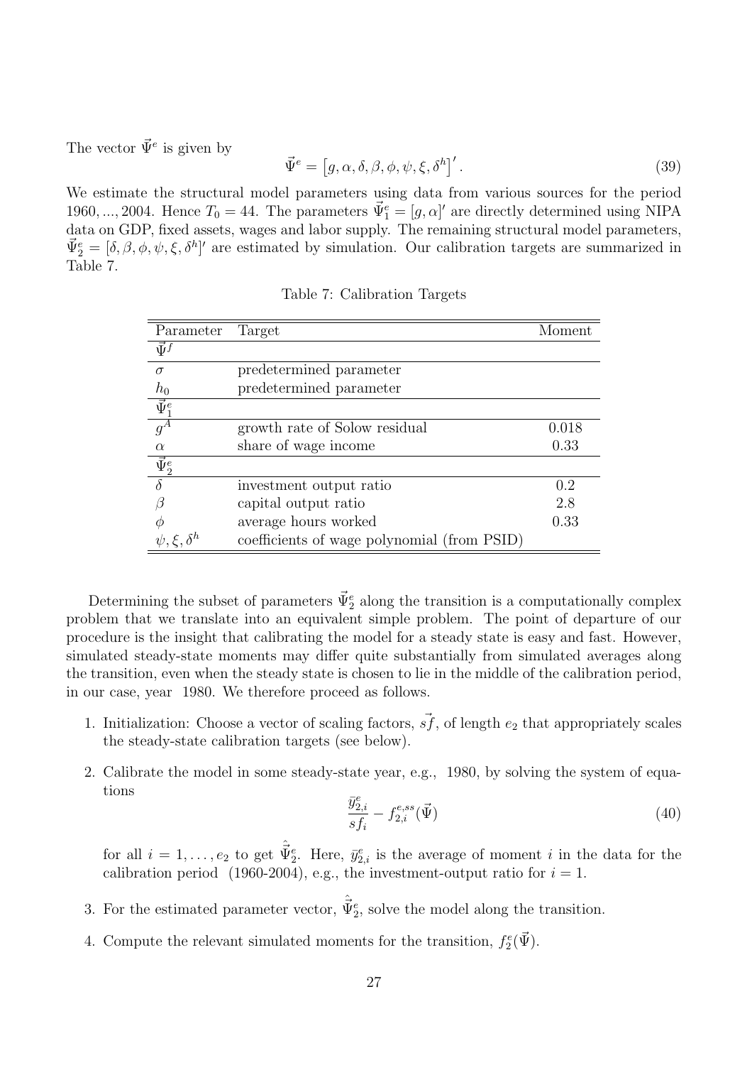The vector $\vec{\Psi}^e$ is given by

$$\vec{\Psi}^e = \left[g, \alpha, \delta, \beta, \phi, \psi, \xi, \delta^h\right]'. \tag{39}$$

We estimate the structural model parameters using data from various sources for the period $1960, ..., 2004$. Hence $T_0 = 44$. The parameters $\vec{\Psi}_1^e = [g, \alpha]'$ are directly determined using NIPA data on GDP, fixed assets, wages and labor supply. The remaining structural model parameters, $\vec{\Psi}_2^e = [\delta, \beta, \phi, \psi, \xi, \delta^h]'$ are estimated by simulation. Our calibration targets are summarized in Table 7.

Table 7: Calibration Targets

| Parameter | Target | Moment |
|---|---|---|
| $\vec{\Psi}^f$ | | |
| $\sigma$ | predetermined parameter | |
| $h_0$ | predetermined parameter | |
| $\vec{\Psi}_1^e$ | | |
| $g^A$ | growth rate of Solow residual | 0.018 |
| $\alpha$ | share of wage income | 0.33 |
| $\vec{\Psi}_2^e$ | | |
| $\delta$ | investment output ratio | 0.2 |
| $\beta$ | capital output ratio | 2.8 |
| $\phi$ | average hours worked | 0.33 |
| $\psi, \xi, \delta^h$ | coefficients of wage polynomial (from PSID) | |

Determining the subset of parameters $\vec{\Psi}_2^e$ along the transition is a computationally complex problem that we translate into an equivalent simple problem. The point of departure of our procedure is the insight that calibrating the model for a steady state is easy and fast. However, simulated steady-state moments may differ quite substantially from simulated averages along the transition, even when the steady state is chosen to lie in the middle of the calibration period, in our case, year 1980. We therefore proceed as follows.

1. Initialization: Choose a vector of scaling factors, $\vec{sf}$, of length $e_2$ that appropriately scales the steady-state calibration targets (see below).
2. Calibrate the model in some steady-state year, e.g., 1980, by solving the system of equations

$$\frac{\bar{y}_{2,i}^e}{sf_i} - f_{2,i}^{e,ss}(\vec{\Psi}) \tag{40}$$

for all $i = 1, \ldots, e_2$ to get $\hat{\vec{\Psi}}_2^e$. Here, $\bar{y}_{2,i}^e$ is the average of moment $i$ in the data for the calibration period (1960-2004), e.g., the investment-output ratio for $i = 1$.

3. For the estimated parameter vector, $\hat{\vec{\Psi}}_2^e$, solve the model along the transition.
4. Compute the relevant simulated moments for the transition, $f_2^e(\vec{\Psi})$.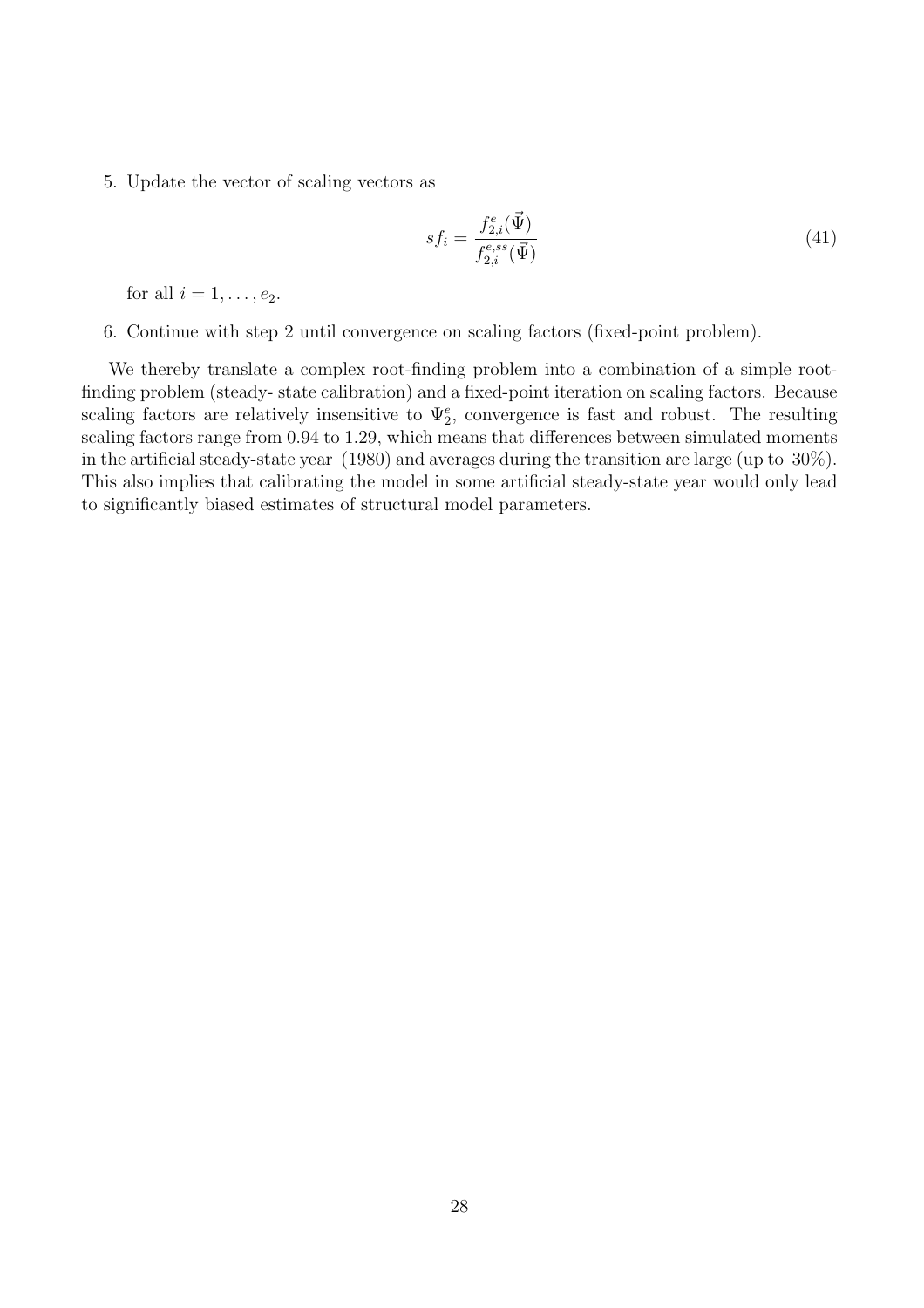5. Update the vector of scaling vectors as

$$sf_i = \frac{f^e_{2,i}(\vec{\Psi})}{f^{e,ss}_{2,i}(\vec{\Psi})} \tag{41}$$

   for all $i = 1, \ldots, e_2$.

6. Continue with step 2 until convergence on scaling factors (fixed-point problem).

We thereby translate a complex root-finding problem into a combination of a simple root-finding problem (steady- state calibration) and a fixed-point iteration on scaling factors. Because scaling factors are relatively insensitive to $\Psi^e_2$, convergence is fast and robust. The resulting scaling factors range from 0.94 to 1.29, which means that differences between simulated moments in the artificial steady-state year (1980) and averages during the transition are large (up to 30%). This also implies that calibrating the model in some artificial steady-state year would only lead to significantly biased estimates of structural model parameters.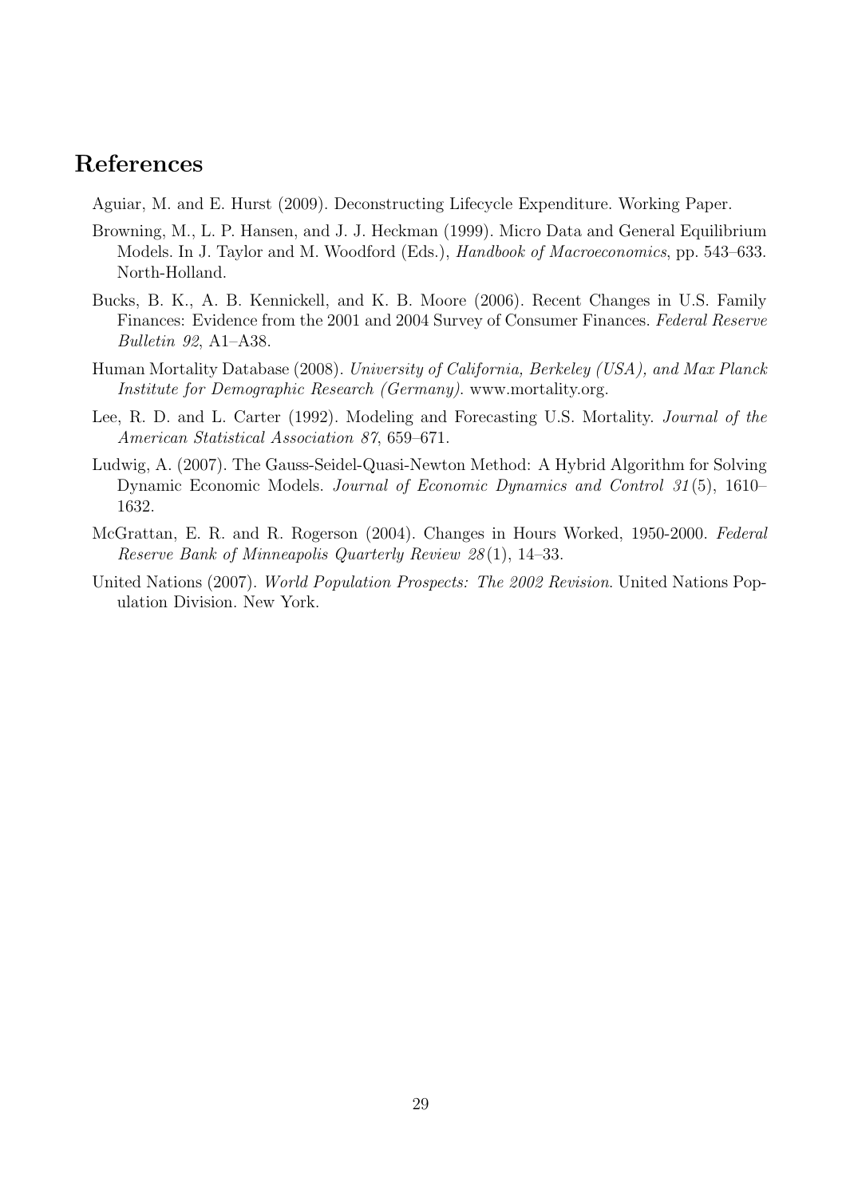## References

Aguiar, M. and E. Hurst (2009). Deconstructing Lifecycle Expenditure. Working Paper.

Browning, M., L. P. Hansen, and J. J. Heckman (1999). Micro Data and General Equilibrium Models. In J. Taylor and M. Woodford (Eds.), *Handbook of Macroeconomics*, pp. 543–633. North-Holland.

Bucks, B. K., A. B. Kennickell, and K. B. Moore (2006). Recent Changes in U.S. Family Finances: Evidence from the 2001 and 2004 Survey of Consumer Finances. *Federal Reserve Bulletin 92*, A1–A38.

Human Mortality Database (2008). *University of California, Berkeley (USA), and Max Planck Institute for Demographic Research (Germany).* www.mortality.org.

Lee, R. D. and L. Carter (1992). Modeling and Forecasting U.S. Mortality. *Journal of the American Statistical Association 87*, 659–671.

Ludwig, A. (2007). The Gauss-Seidel-Quasi-Newton Method: A Hybrid Algorithm for Solving Dynamic Economic Models. *Journal of Economic Dynamics and Control 31*(5), 1610–1632.

McGrattan, E. R. and R. Rogerson (2004). Changes in Hours Worked, 1950-2000. *Federal Reserve Bank of Minneapolis Quarterly Review 28*(1), 14–33.

United Nations (2007). *World Population Prospects: The 2002 Revision*. United Nations Population Division. New York.